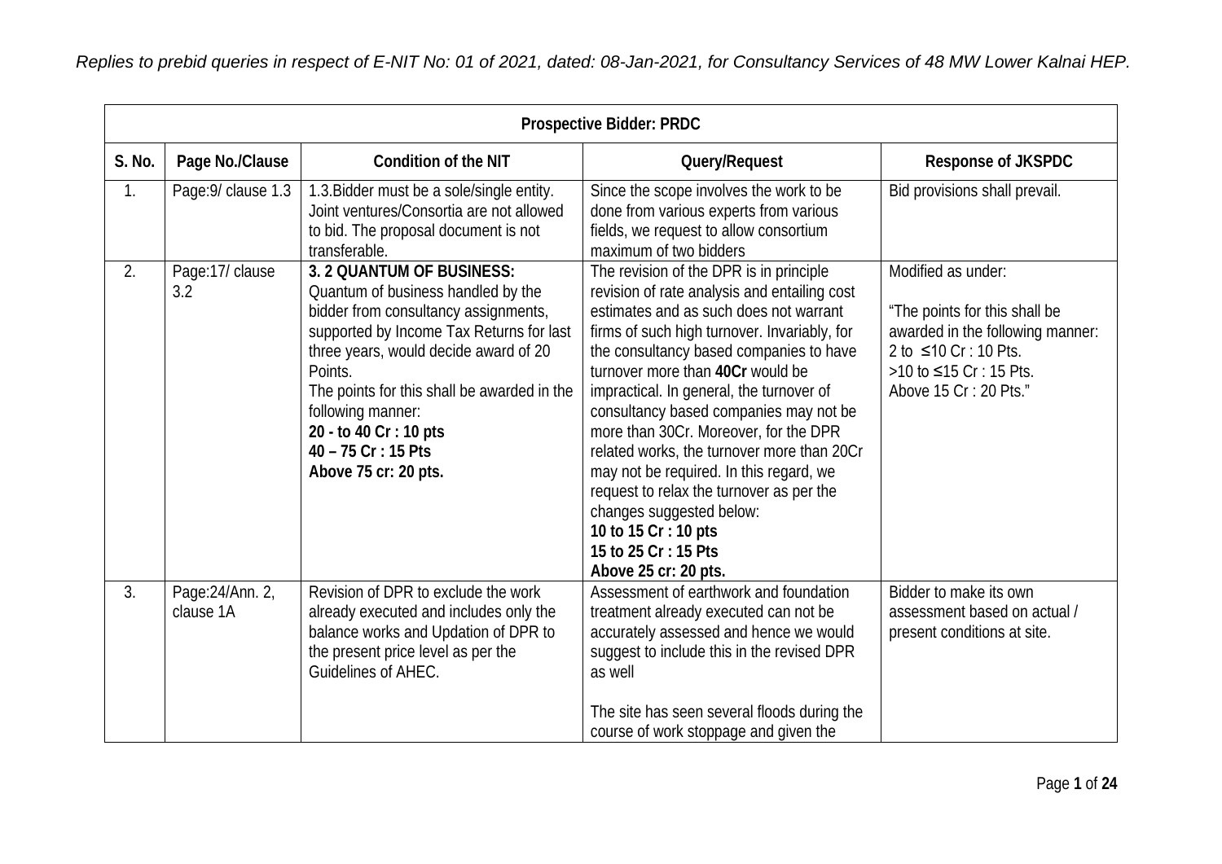*Replies to prebid queries in respect of E-NIT No: 01 of 2021, dated: 08-Jan-2021, for Consultancy Services of 48 MW Lower Kalnai HEP.*

| **Prospective Bidder: PRDC** | | | | |
|---|---|---|---|---|
| **S. No.** | **Page No./Clause** | **Condition of the NIT** | **Query/Request** | **Response of JKSPDC** |
| 1. | Page:9/ clause 1.3 | 1.3.Bidder must be a sole/single entity. Joint ventures/Consortia are not allowed to bid. The proposal document is not transferable. | Since the scope involves the work to be done from various experts from various fields, we request to allow consortium maximum of two bidders | Bid provisions shall prevail. |
| 2. | Page:17/ clause 3.2 | **3. 2 QUANTUM OF BUSINESS:** Quantum of business handled by the bidder from consultancy assignments, supported by Income Tax Returns for last three years, would decide award of 20 Points. The points for this shall be awarded in the following manner: **20 - to 40 Cr : 10 pts** **40 – 75 Cr : 15 Pts** **Above 75 cr: 20 pts.** | The revision of the DPR is in principle revision of rate analysis and entailing cost estimates and as such does not warrant firms of such high turnover. Invariably, for the consultancy based companies to have turnover more than **40Cr** would be impractical. In general, the turnover of consultancy based companies may not be more than 30Cr. Moreover, for the DPR related works, the turnover more than 20Cr may not be required. In this regard, we request to relax the turnover as per the changes suggested below: **10 to 15 Cr : 10 pts** **15 to 25 Cr : 15 Pts** **Above 25 cr: 20 pts.** | Modified as under: "The points for this shall be awarded in the following manner: 2 to ≤10 Cr : 10 Pts. >10 to ≤15 Cr : 15 Pts. Above 15 Cr : 20 Pts." |
| 3. | Page:24/Ann. 2, clause 1A | Revision of DPR to exclude the work already executed and includes only the balance works and Updation of DPR to the present price level as per the Guidelines of AHEC. | Assessment of earthwork and foundation treatment already executed can not be accurately assessed and hence we would suggest to include this in the revised DPR as well<br><br>The site has seen several floods during the course of work stoppage and given the | Bidder to make its own assessment based on actual / present conditions at site. |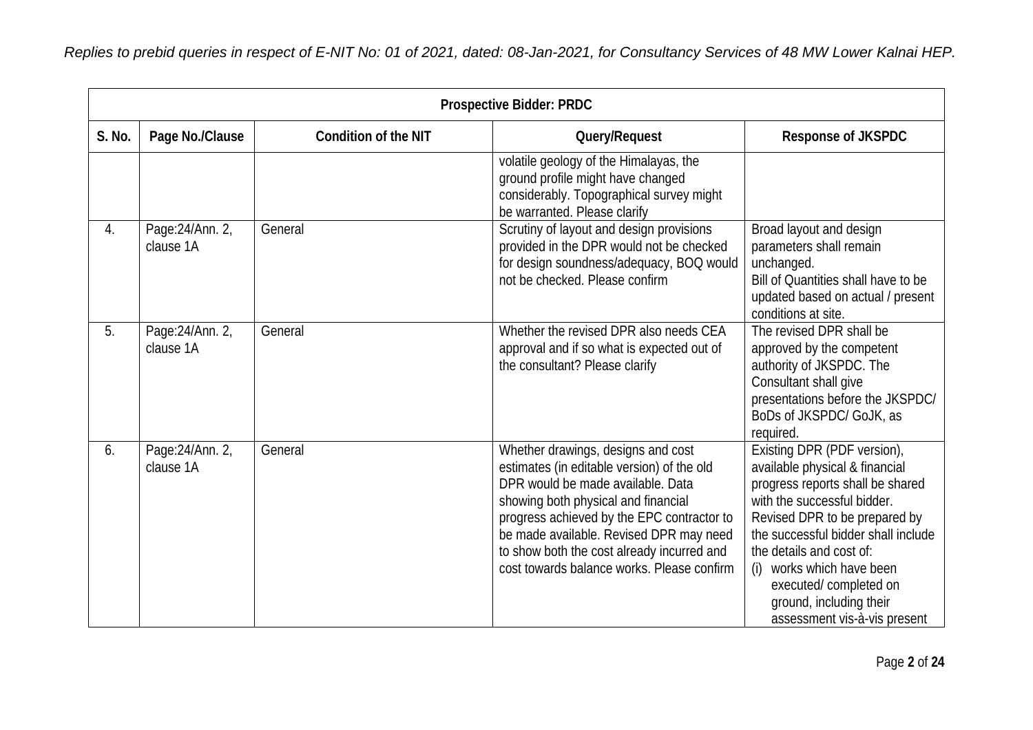*Replies to prebid queries in respect of E-NIT No: 01 of 2021, dated: 08-Jan-2021, for Consultancy Services of 48 MW Lower Kalnai HEP.*

| Prospective Bidder: PRDC | | | | |
|---|---|---|---|---|
| **S. No.** | **Page No./Clause** | **Condition of the NIT** | **Query/Request** | **Response of JKSPDC** |
| | | | volatile geology of the Himalayas, the ground profile might have changed considerably. Topographical survey might be warranted. Please clarify | |
| 4. | Page:24/Ann. 2, clause 1A | General | Scrutiny of layout and design provisions provided in the DPR would not be checked for design soundness/adequacy, BOQ would not be checked. Please confirm | Broad layout and design parameters shall remain unchanged. Bill of Quantities shall have to be updated based on actual / present conditions at site. |
| 5. | Page:24/Ann. 2, clause 1A | General | Whether the revised DPR also needs CEA approval and if so what is expected out of the consultant? Please clarify | The revised DPR shall be approved by the competent authority of JKSPDC. The Consultant shall give presentations before the JKSPDC/ BoDs of JKSPDC/ GoJK, as required. |
| 6. | Page:24/Ann. 2, clause 1A | General | Whether drawings, designs and cost estimates (in editable version) of the old DPR would be made available. Data showing both physical and financial progress achieved by the EPC contractor to be made available. Revised DPR may need to show both the cost already incurred and cost towards balance works. Please confirm | Existing DPR (PDF version), available physical & financial progress reports shall be shared with the successful bidder. Revised DPR to be prepared by the successful bidder shall include the details and cost of: (i) works which have been executed/ completed on ground, including their assessment vis-à-vis present |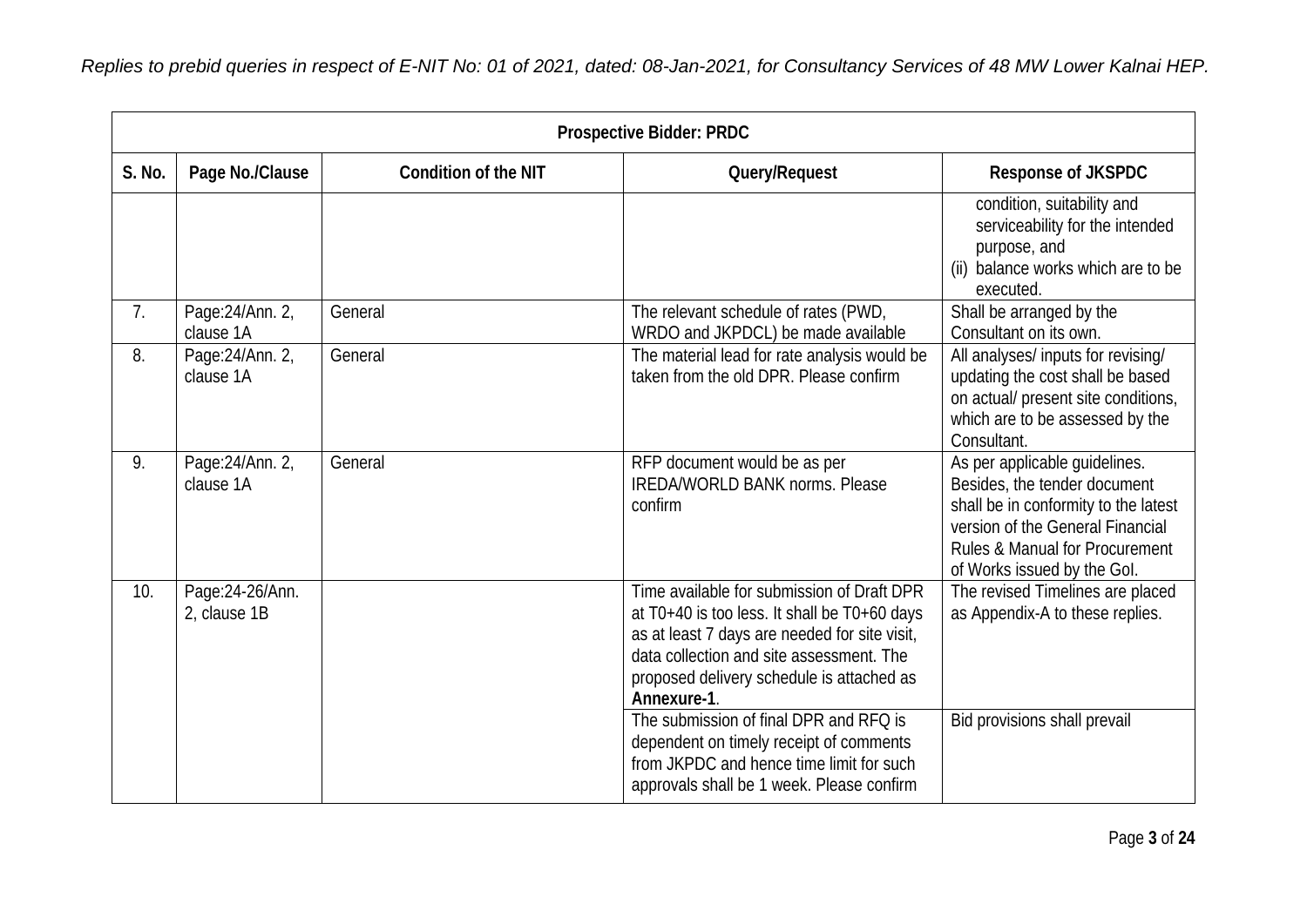*Replies to prebid queries in respect of E-NIT No: 01 of 2021, dated: 08-Jan-2021, for Consultancy Services of 48 MW Lower Kalnai HEP.*

| Prospective Bidder: PRDC | | | | |
|---|---|---|---|---|
| **S. No.** | **Page No./Clause** | **Condition of the NIT** | **Query/Request** | **Response of JKSPDC** |
| | | | | condition, suitability and serviceability for the intended purpose, and (ii) balance works which are to be executed. |
| 7. | Page:24/Ann. 2, clause 1A | General | The relevant schedule of rates (PWD, WRDO and JKPDCL) be made available | Shall be arranged by the Consultant on its own. |
| 8. | Page:24/Ann. 2, clause 1A | General | The material lead for rate analysis would be taken from the old DPR. Please confirm | All analyses/ inputs for revising/ updating the cost shall be based on actual/ present site conditions, which are to be assessed by the Consultant. |
| 9. | Page:24/Ann. 2, clause 1A | General | RFP document would be as per IREDA/WORLD BANK norms. Please confirm | As per applicable guidelines. Besides, the tender document shall be in conformity to the latest version of the General Financial Rules & Manual for Procurement of Works issued by the GoI. |
| 10. | Page:24-26/Ann. 2, clause 1B | | Time available for submission of Draft DPR at T0+40 is too less. It shall be T0+60 days as at least 7 days are needed for site visit, data collection and site assessment. The proposed delivery schedule is attached as **Annexure-1**. | The revised Timelines are placed as Appendix-A to these replies. |
| | | | The submission of final DPR and RFQ is dependent on timely receipt of comments from JKPDC and hence time limit for such approvals shall be 1 week. Please confirm | Bid provisions shall prevail |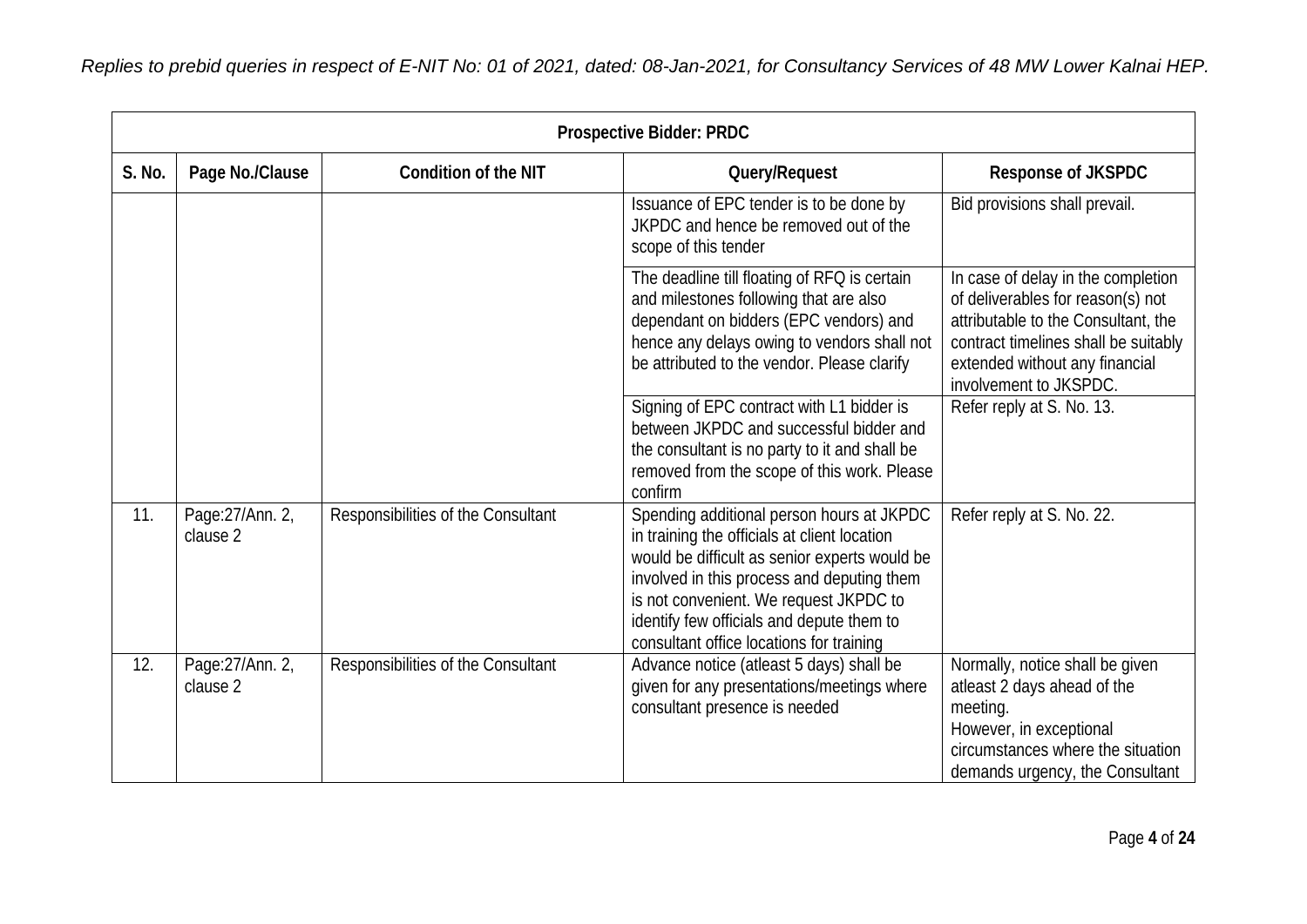*Replies to prebid queries in respect of E-NIT No: 01 of 2021, dated: 08-Jan-2021, for Consultancy Services of 48 MW Lower Kalnai HEP.*

| Prospective Bidder: PRDC | | | | |
|---|---|---|---|---|
| **S. No.** | **Page No./Clause** | **Condition of the NIT** | **Query/Request** | **Response of JKSPDC** |
| | | | Issuance of EPC tender is to be done by JKPDC and hence be removed out of the scope of this tender | Bid provisions shall prevail. |
| | | | The deadline till floating of RFQ is certain and milestones following that are also dependant on bidders (EPC vendors) and hence any delays owing to vendors shall not be attributed to the vendor. Please clarify | In case of delay in the completion of deliverables for reason(s) not attributable to the Consultant, the contract timelines shall be suitably extended without any financial involvement to JKSPDC. |
| | | | Signing of EPC contract with L1 bidder is between JKPDC and successful bidder and the consultant is no party to it and shall be removed from the scope of this work. Please confirm | Refer reply at S. No. 13. |
| 11. | Page:27/Ann. 2, clause 2 | Responsibilities of the Consultant | Spending additional person hours at JKPDC in training the officials at client location would be difficult as senior experts would be involved in this process and deputing them is not convenient. We request JKPDC to identify few officials and depute them to consultant office locations for training | Refer reply at S. No. 22. |
| 12. | Page:27/Ann. 2, clause 2 | Responsibilities of the Consultant | Advance notice (atleast 5 days) shall be given for any presentations/meetings where consultant presence is needed | Normally, notice shall be given atleast 2 days ahead of the meeting.<br>However, in exceptional circumstances where the situation demands urgency, the Consultant |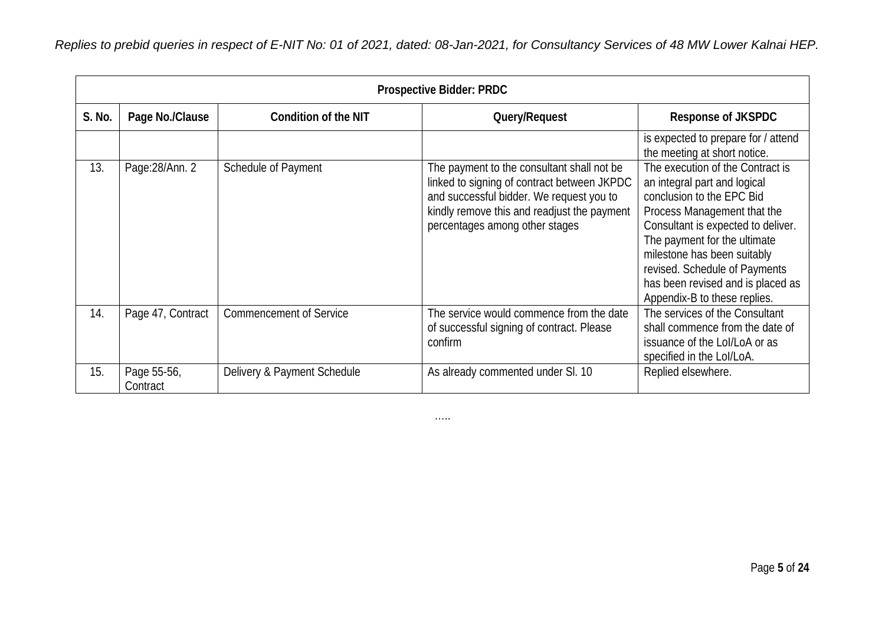*Replies to prebid queries in respect of E-NIT No: 01 of 2021, dated: 08-Jan-2021, for Consultancy Services of 48 MW Lower Kalnai HEP.*

| Prospective Bidder: PRDC | | | | |
|---|---|---|---|---|
| S. No. | Page No./Clause | Condition of the NIT | Query/Request | Response of JKSPDC |
| | | | | is expected to prepare for / attend the meeting at short notice. |
| 13. | Page:28/Ann. 2 | Schedule of Payment | The payment to the consultant shall not be linked to signing of contract between JKPDC and successful bidder. We request you to kindly remove this and readjust the payment percentages among other stages | The execution of the Contract is an integral part and logical conclusion to the EPC Bid Process Management that the Consultant is expected to deliver. The payment for the ultimate milestone has been suitably revised. Schedule of Payments has been revised and is placed as Appendix-B to these replies. |
| 14. | Page 47, Contract | Commencement of Service | The service would commence from the date of successful signing of contract. Please confirm | The services of the Consultant shall commence from the date of issuance of the LoI/LoA or as specified in the LoI/LoA. |
| 15. | Page 55-56, Contract | Delivery & Payment Schedule | As already commented under Sl. 10 | Replied elsewhere. |

…..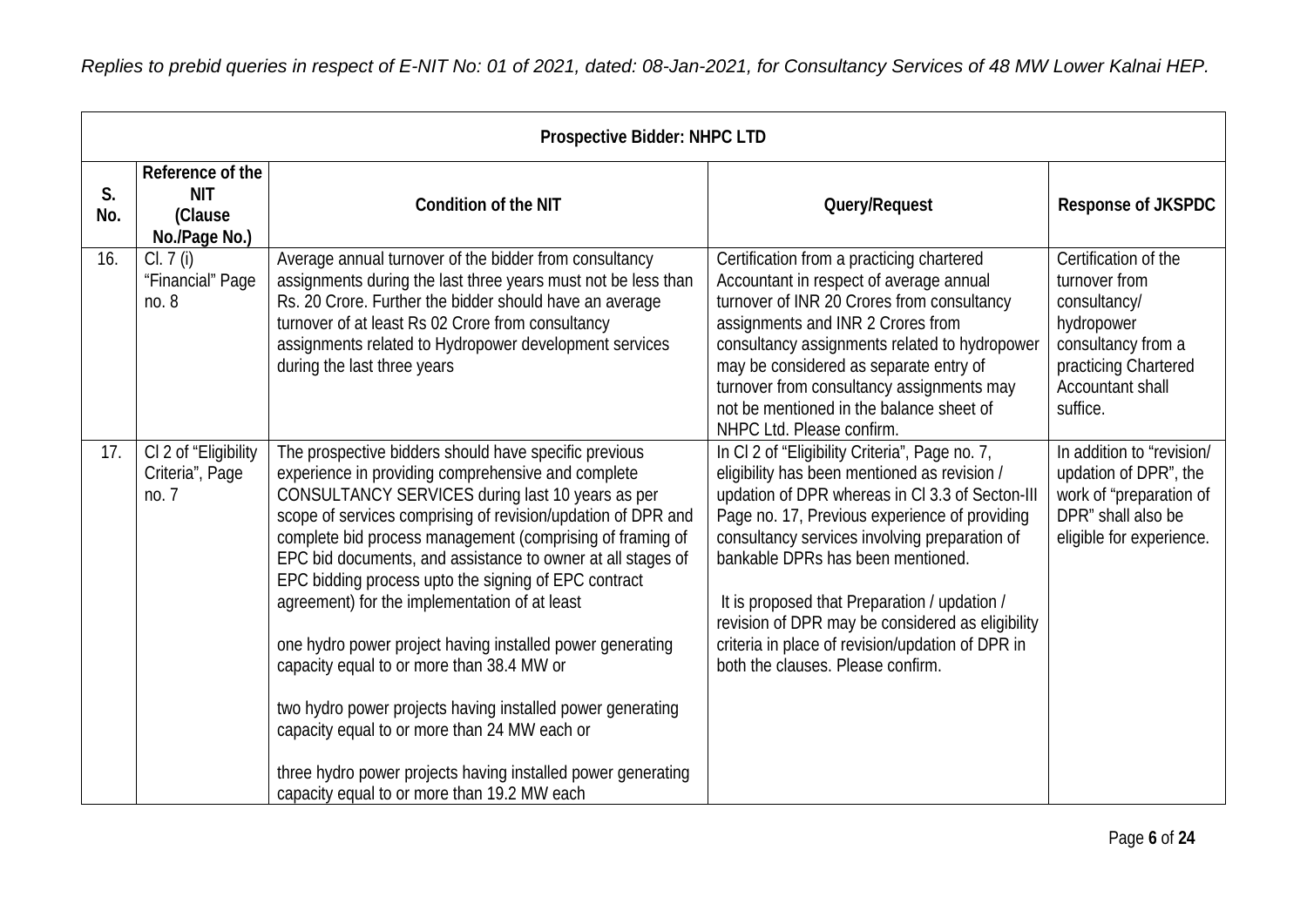*Replies to prebid queries in respect of E-NIT No: 01 of 2021, dated: 08-Jan-2021, for Consultancy Services of 48 MW Lower Kalnai HEP.*

| **Prospective Bidder: NHPC LTD** | | | | |
|---|---|---|---|---|
| **S. No.** | **Reference of the NIT (Clause No./Page No.)** | **Condition of the NIT** | **Query/Request** | **Response of JKSPDC** |
| 16. | Cl. 7 (i) "Financial" Page no. 8 | Average annual turnover of the bidder from consultancy assignments during the last three years must not be less than Rs. 20 Crore. Further the bidder should have an average turnover of at least Rs 02 Crore from consultancy assignments related to Hydropower development services during the last three years | Certification from a practicing chartered Accountant in respect of average annual turnover of INR 20 Crores from consultancy assignments and INR 2 Crores from consultancy assignments related to hydropower may be considered as separate entry of turnover from consultancy assignments may not be mentioned in the balance sheet of NHPC Ltd. Please confirm. | Certification of the turnover from consultancy/ hydropower consultancy from a practicing Chartered Accountant shall suffice. |
| 17. | Cl 2 of "Eligibility Criteria", Page no. 7 | The prospective bidders should have specific previous experience in providing comprehensive and complete CONSULTANCY SERVICES during last 10 years as per scope of services comprising of revision/updation of DPR and complete bid process management (comprising of framing of EPC bid documents, and assistance to owner at all stages of EPC bidding process upto the signing of EPC contract agreement) for the implementation of at least<br><br>one hydro power project having installed power generating capacity equal to or more than 38.4 MW or<br><br>two hydro power projects having installed power generating capacity equal to or more than 24 MW each or<br><br>three hydro power projects having installed power generating capacity equal to or more than 19.2 MW each | In Cl 2 of "Eligibility Criteria", Page no. 7, eligibility has been mentioned as revision / updation of DPR whereas in Cl 3.3 of Secton-III Page no. 17, Previous experience of providing consultancy services involving preparation of bankable DPRs has been mentioned.<br><br>It is proposed that Preparation / updation / revision of DPR may be considered as eligibility criteria in place of revision/updation of DPR in both the clauses. Please confirm. | In addition to "revision/ updation of DPR", the work of "preparation of DPR" shall also be eligible for experience. |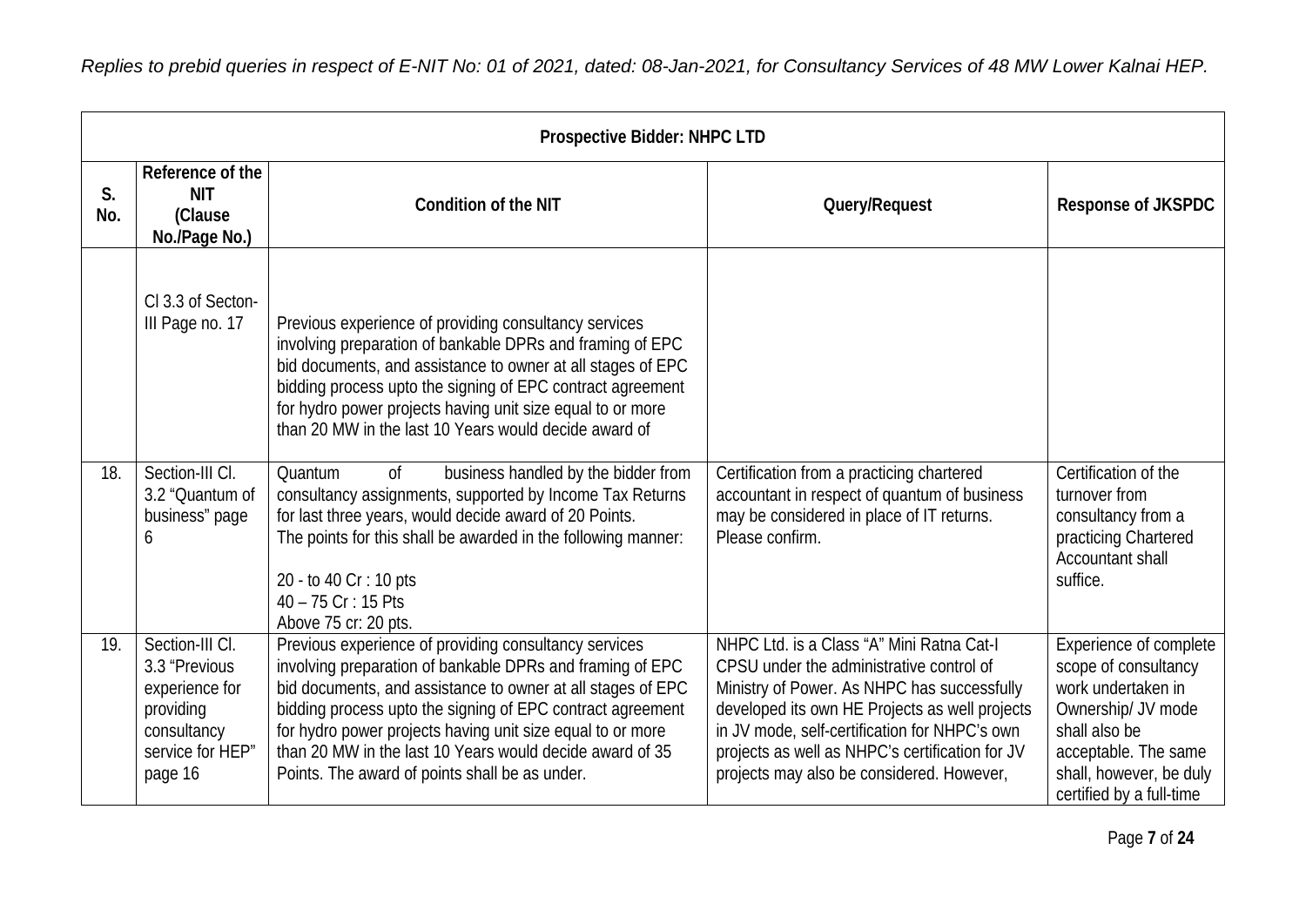*Replies to prebid queries in respect of E-NIT No: 01 of 2021, dated: 08-Jan-2021, for Consultancy Services of 48 MW Lower Kalnai HEP.*

| Prospective Bidder: NHPC LTD | | | | |
|---|---|---|---|---|
| **S. No.** | **Reference of the NIT (Clause No./Page No.)** | **Condition of the NIT** | **Query/Request** | **Response of JKSPDC** |
| | Cl 3.3 of Secton-III Page no. 17 | Previous experience of providing consultancy services involving preparation of bankable DPRs and framing of EPC bid documents, and assistance to owner at all stages of EPC bidding process upto the signing of EPC contract agreement for hydro power projects having unit size equal to or more than 20 MW in the last 10 Years would decide award of | | |
| 18. | Section-III Cl. 3.2 "Quantum of business" page 6 | Quantum of business handled by the bidder from consultancy assignments, supported by Income Tax Returns for last three years, would decide award of 20 Points.<br>The points for this shall be awarded in the following manner:<br><br>20 - to 40 Cr : 10 pts<br>40 – 75 Cr : 15 Pts<br>Above 75 cr: 20 pts. | Certification from a practicing chartered accountant in respect of quantum of business may be considered in place of IT returns. Please confirm. | Certification of the turnover from consultancy from a practicing Chartered Accountant shall suffice. |
| 19. | Section-III Cl. 3.3 "Previous experience for providing consultancy service for HEP" page 16 | Previous experience of providing consultancy services involving preparation of bankable DPRs and framing of EPC bid documents, and assistance to owner at all stages of EPC bidding process upto the signing of EPC contract agreement for hydro power projects having unit size equal to or more than 20 MW in the last 10 Years would decide award of 35 Points. The award of points shall be as under. | NHPC Ltd. is a Class "A" Mini Ratna Cat-I CPSU under the administrative control of Ministry of Power. As NHPC has successfully developed its own HE Projects as well projects in JV mode, self-certification for NHPC's own projects as well as NHPC's certification for JV projects may also be considered. However, | Experience of complete scope of consultancy work undertaken in Ownership/ JV mode shall also be acceptable. The same shall, however, be duly certified by a full-time |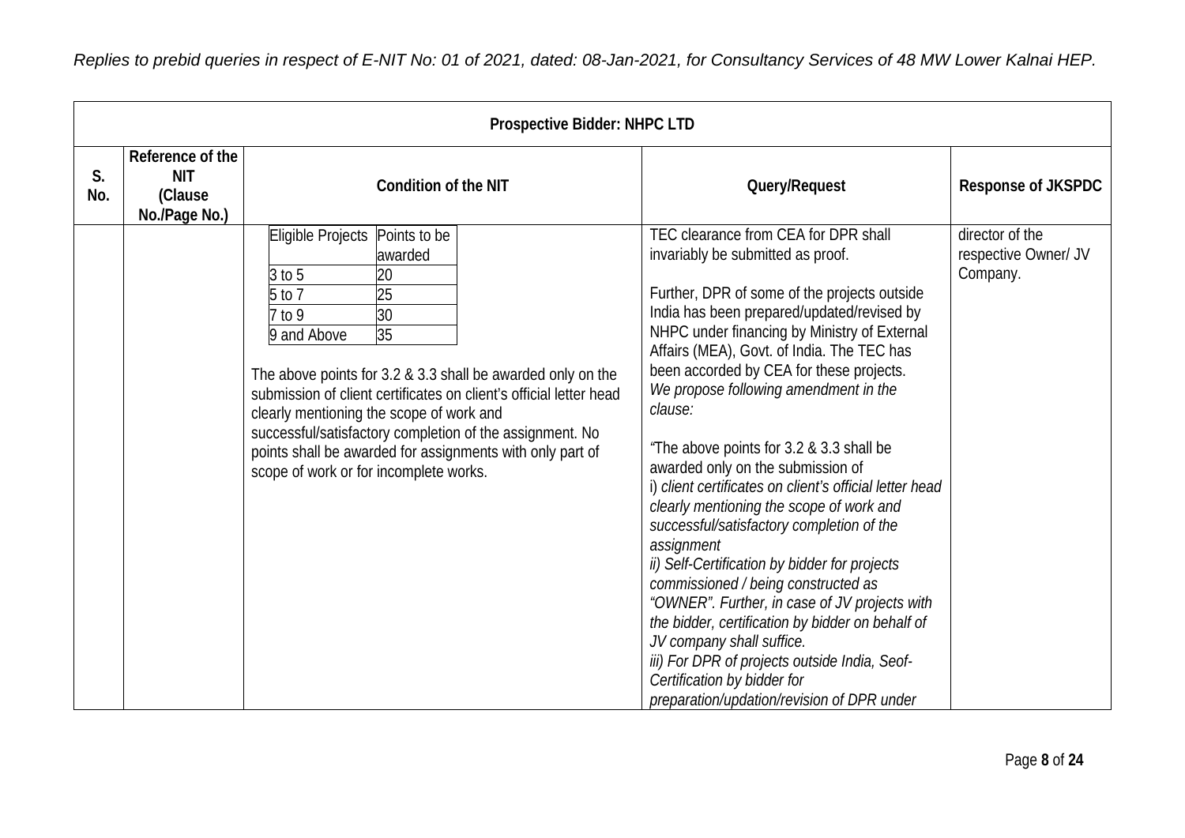*Replies to prebid queries in respect of E-NIT No: 01 of 2021, dated: 08-Jan-2021, for Consultancy Services of 48 MW Lower Kalnai HEP.*

| Prospective Bidder: NHPC LTD | | | | |
|---|---|---|---|---|
| **S. No.** | **Reference of the NIT (Clause No./Page No.)** | **Condition of the NIT** | **Query/Request** | **Response of JKSPDC** |
| | | Eligible Projects / Points to be awarded: 3 to 5 – 20; 5 to 7 – 25; 7 to 9 – 30; 9 and Above – 35<br><br>The above points for 3.2 & 3.3 shall be awarded only on the submission of client certificates on client's official letter head clearly mentioning the scope of work and successful/satisfactory completion of the assignment. No points shall be awarded for assignments with only part of scope of work or for incomplete works. | TEC clearance from CEA for DPR shall invariably be submitted as proof.<br><br>Further, DPR of some of the projects outside India has been prepared/updated/revised by NHPC under financing by Ministry of External Affairs (MEA), Govt. of India. The TEC has been accorded by CEA for these projects. *We propose following amendment in the clause:*<br><br>*"The above points for 3.2 & 3.3 shall be awarded only on the submission of*<br>i) *client certificates on client's official letter head clearly mentioning the scope of work and successful/satisfactory completion of the assignment*<br>*ii) Self-Certification by bidder for projects commissioned / being constructed as "OWNER". Further, in case of JV projects with the bidder, certification by bidder on behalf of JV company shall suffice.*<br>*iii) For DPR of projects outside India, Seof-Certification by bidder for preparation/updation/revision of DPR under* | director of the respective Owner/ JV Company. |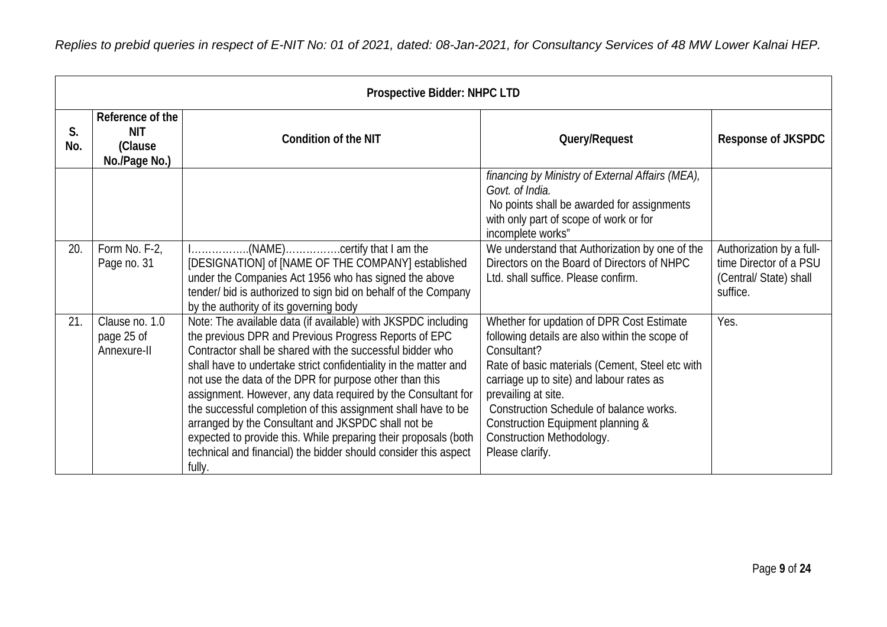*Replies to prebid queries in respect of E-NIT No: 01 of 2021, dated: 08-Jan-2021, for Consultancy Services of 48 MW Lower Kalnai HEP.*

| Prospective Bidder: NHPC LTD | | | | |
|---|---|---|---|---|
| **S. No.** | **Reference of the NIT (Clause No./Page No.)** | **Condition of the NIT** | **Query/Request** | **Response of JKSPDC** |
| | | | *financing by Ministry of External Affairs (MEA), Govt. of India.* No points shall be awarded for assignments with only part of scope of work or for incomplete works" | |
| 20. | Form No. F-2, Page no. 31 | I……………..(NAME)…………….certify that I am the [DESIGNATION] of [NAME OF THE COMPANY] established under the Companies Act 1956 who has signed the above tender/ bid is authorized to sign bid on behalf of the Company by the authority of its governing body | We understand that Authorization by one of the Directors on the Board of Directors of NHPC Ltd. shall suffice. Please confirm. | Authorization by a full-time Director of a PSU (Central/ State) shall suffice. |
| 21. | Clause no. 1.0 page 25 of Annexure-II | Note: The available data (if available) with JKSPDC including the previous DPR and Previous Progress Reports of EPC Contractor shall be shared with the successful bidder who shall have to undertake strict confidentiality in the matter and not use the data of the DPR for purpose other than this assignment. However, any data required by the Consultant for the successful completion of this assignment shall have to be arranged by the Consultant and JKSPDC shall not be expected to provide this. While preparing their proposals (both technical and financial) the bidder should consider this aspect fully. | Whether for updation of DPR Cost Estimate following details are also within the scope of Consultant? Rate of basic materials (Cement, Steel etc with carriage up to site) and labour rates as prevailing at site. Construction Schedule of balance works. Construction Equipment planning & Construction Methodology. Please clarify. | Yes. |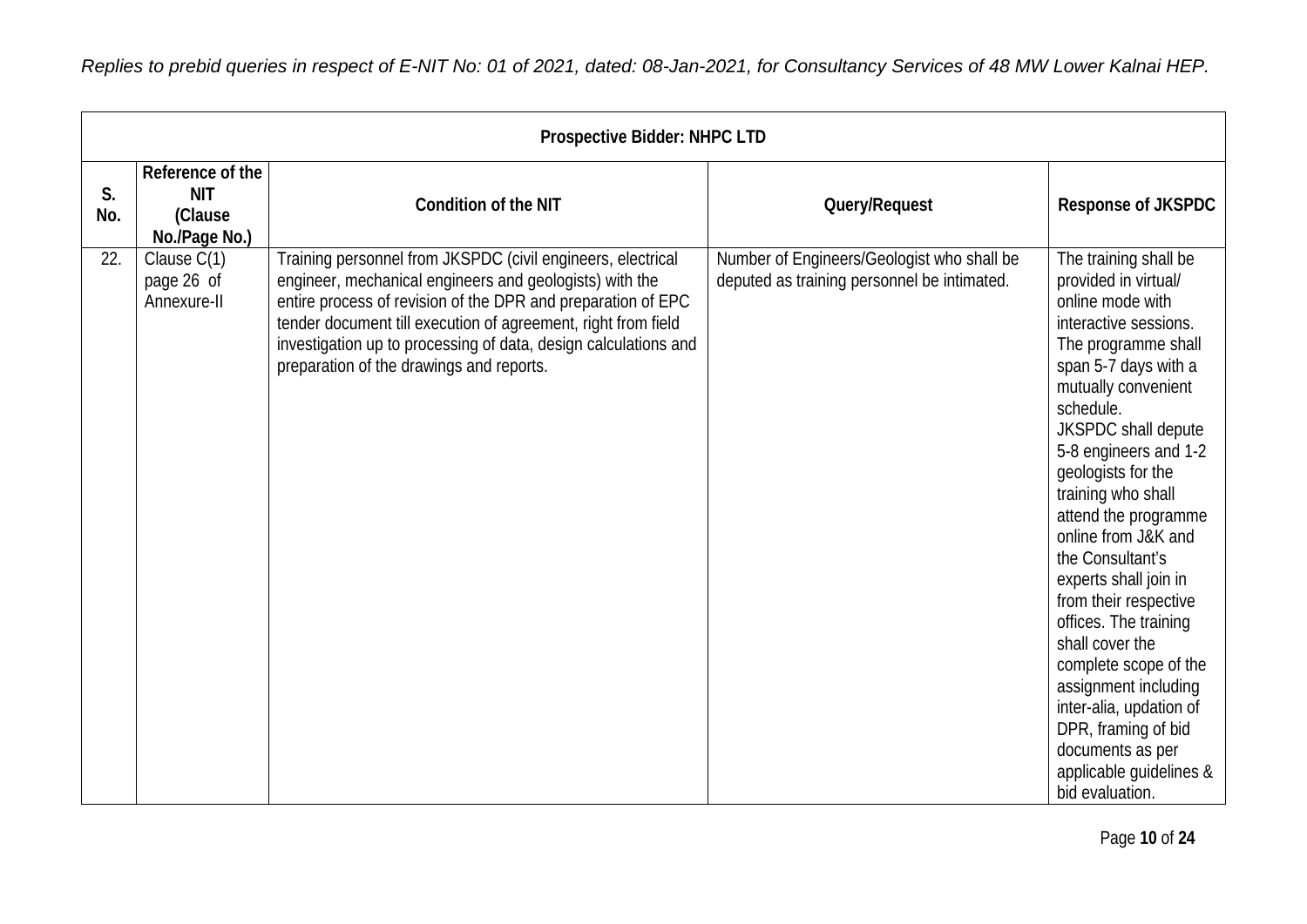*Replies to prebid queries in respect of E-NIT No: 01 of 2021, dated: 08-Jan-2021, for Consultancy Services of 48 MW Lower Kalnai HEP.*

| **Prospective Bidder: NHPC LTD** | | | | |
|---|---|---|---|---|
| **S. No.** | **Reference of the NIT (Clause No./Page No.)** | **Condition of the NIT** | **Query/Request** | **Response of JKSPDC** |
| 22. | Clause C(1) page 26 of Annexure-II | Training personnel from JKSPDC (civil engineers, electrical engineer, mechanical engineers and geologists) with the entire process of revision of the DPR and preparation of EPC tender document till execution of agreement, right from field investigation up to processing of data, design calculations and preparation of the drawings and reports. | Number of Engineers/Geologist who shall be deputed as training personnel be intimated. | The training shall be provided in virtual/ online mode with interactive sessions. The programme shall span 5-7 days with a mutually convenient schedule. JKSPDC shall depute 5-8 engineers and 1-2 geologists for the training who shall attend the programme online from J&K and the Consultant's experts shall join in from their respective offices. The training shall cover the complete scope of the assignment including inter-alia, updation of DPR, framing of bid documents as per applicable guidelines & bid evaluation. |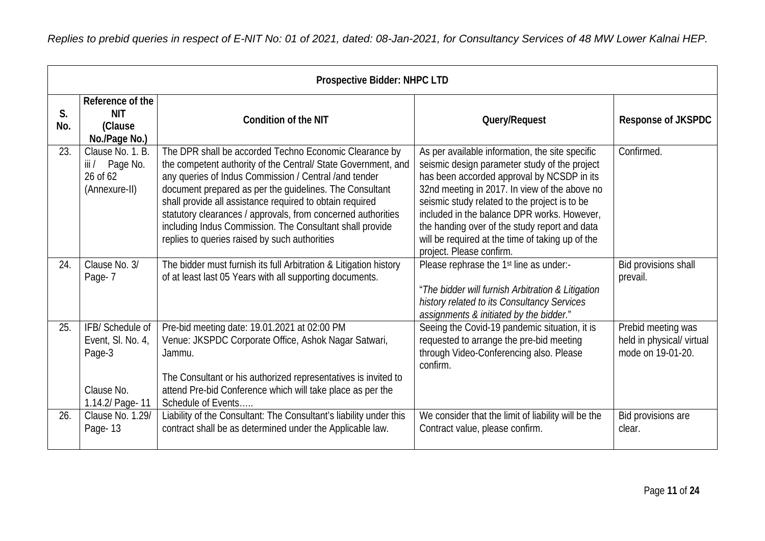*Replies to prebid queries in respect of E-NIT No: 01 of 2021, dated: 08-Jan-2021, for Consultancy Services of 48 MW Lower Kalnai HEP.*

| Prospective Bidder: NHPC LTD | | | | |
|---|---|---|---|---|
| **S. No.** | **Reference of the NIT (Clause No./Page No.)** | **Condition of the NIT** | **Query/Request** | **Response of JKSPDC** |
| 23. | Clause No. 1. B. iii / Page No. 26 of 62 (Annexure-II) | The DPR shall be accorded Techno Economic Clearance by the competent authority of the Central/ State Government, and any queries of Indus Commission / Central /and tender document prepared as per the guidelines. The Consultant shall provide all assistance required to obtain required statutory clearances / approvals, from concerned authorities including Indus Commission. The Consultant shall provide replies to queries raised by such authorities | As per available information, the site specific seismic design parameter study of the project has been accorded approval by NCSDP in its 32nd meeting in 2017. In view of the above no seismic study related to the project is to be included in the balance DPR works. However, the handing over of the study report and data will be required at the time of taking up of the project. Please confirm. | Confirmed. |
| 24. | Clause No. 3/ Page- 7 | The bidder must furnish its full Arbitration & Litigation history of at least last 05 Years with all supporting documents. | Please rephrase the 1st line as under:- "*The bidder will furnish Arbitration & Litigation history related to its Consultancy Services assignments & initiated by the bidder.*" | Bid provisions shall prevail. |
| 25. | IFB/ Schedule of Event, Sl. No. 4, Page-3<br><br>Clause No. 1.14.2/ Page- 11 | Pre-bid meeting date: 19.01.2021 at 02:00 PM Venue: JKSPDC Corporate Office, Ashok Nagar Satwari, Jammu.<br><br>The Consultant or his authorized representatives is invited to attend Pre-bid Conference which will take place as per the Schedule of Events….. | Seeing the Covid-19 pandemic situation, it is requested to arrange the pre-bid meeting through Video-Conferencing also. Please confirm. | Prebid meeting was held in physical/ virtual mode on 19-01-20. |
| 26. | Clause No. 1.29/ Page- 13 | Liability of the Consultant: The Consultant's liability under this contract shall be as determined under the Applicable law. | We consider that the limit of liability will be the Contract value, please confirm. | Bid provisions are clear. |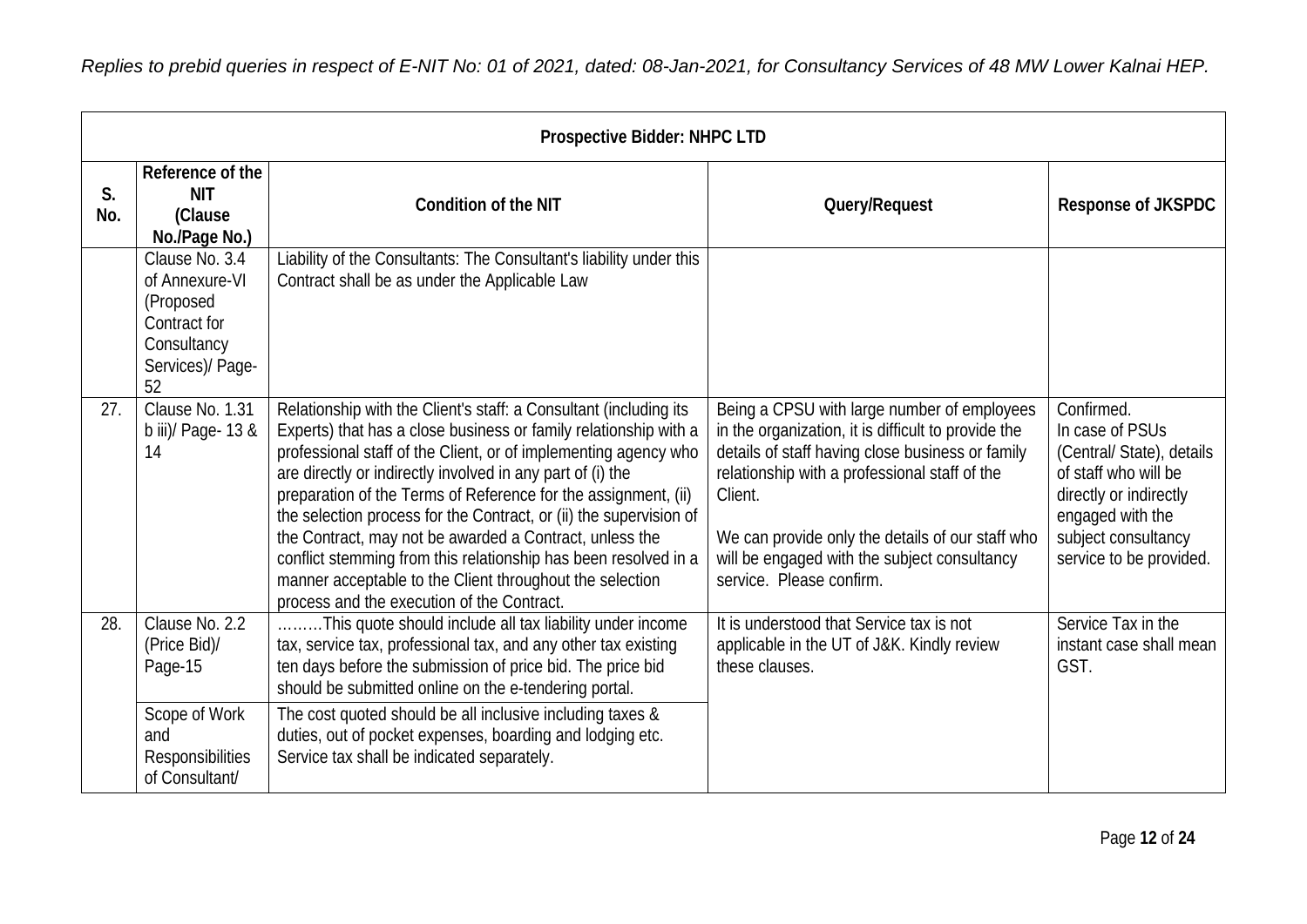*Replies to prebid queries in respect of E-NIT No: 01 of 2021, dated: 08-Jan-2021, for Consultancy Services of 48 MW Lower Kalnai HEP.*

| **Prospective Bidder: NHPC LTD** | | | | |
|---|---|---|---|---|
| **S. No.** | **Reference of the NIT (Clause No./Page No.)** | **Condition of the NIT** | **Query/Request** | **Response of JKSPDC** |
| | Clause No. 3.4 of Annexure-VI (Proposed Contract for Consultancy Services)/ Page-52 | Liability of the Consultants: The Consultant's liability under this Contract shall be as under the Applicable Law | | |
| 27. | Clause No. 1.31 b iii)/ Page- 13 & 14 | Relationship with the Client's staff: a Consultant (including its Experts) that has a close business or family relationship with a professional staff of the Client, or of implementing agency who are directly or indirectly involved in any part of (i) the preparation of the Terms of Reference for the assignment, (ii) the selection process for the Contract, or (ii) the supervision of the Contract, may not be awarded a Contract, unless the conflict stemming from this relationship has been resolved in a manner acceptable to the Client throughout the selection process and the execution of the Contract. | Being a CPSU with large number of employees in the organization, it is difficult to provide the details of staff having close business or family relationship with a professional staff of the Client.<br><br>We can provide only the details of our staff who will be engaged with the subject consultancy service. Please confirm. | Confirmed.<br>In case of PSUs (Central/ State), details of staff who will be directly or indirectly engaged with the subject consultancy service to be provided. |
| 28. | Clause No. 2.2 (Price Bid)/ Page-15 | ………This quote should include all tax liability under income tax, service tax, professional tax, and any other tax existing ten days before the submission of price bid. The price bid should be submitted online on the e-tendering portal. | It is understood that Service tax is not applicable in the UT of J&K. Kindly review these clauses. | Service Tax in the instant case shall mean GST. |
| | Scope of Work and Responsibilities of Consultant/ | The cost quoted should be all inclusive including taxes & duties, out of pocket expenses, boarding and lodging etc. Service tax shall be indicated separately. | | |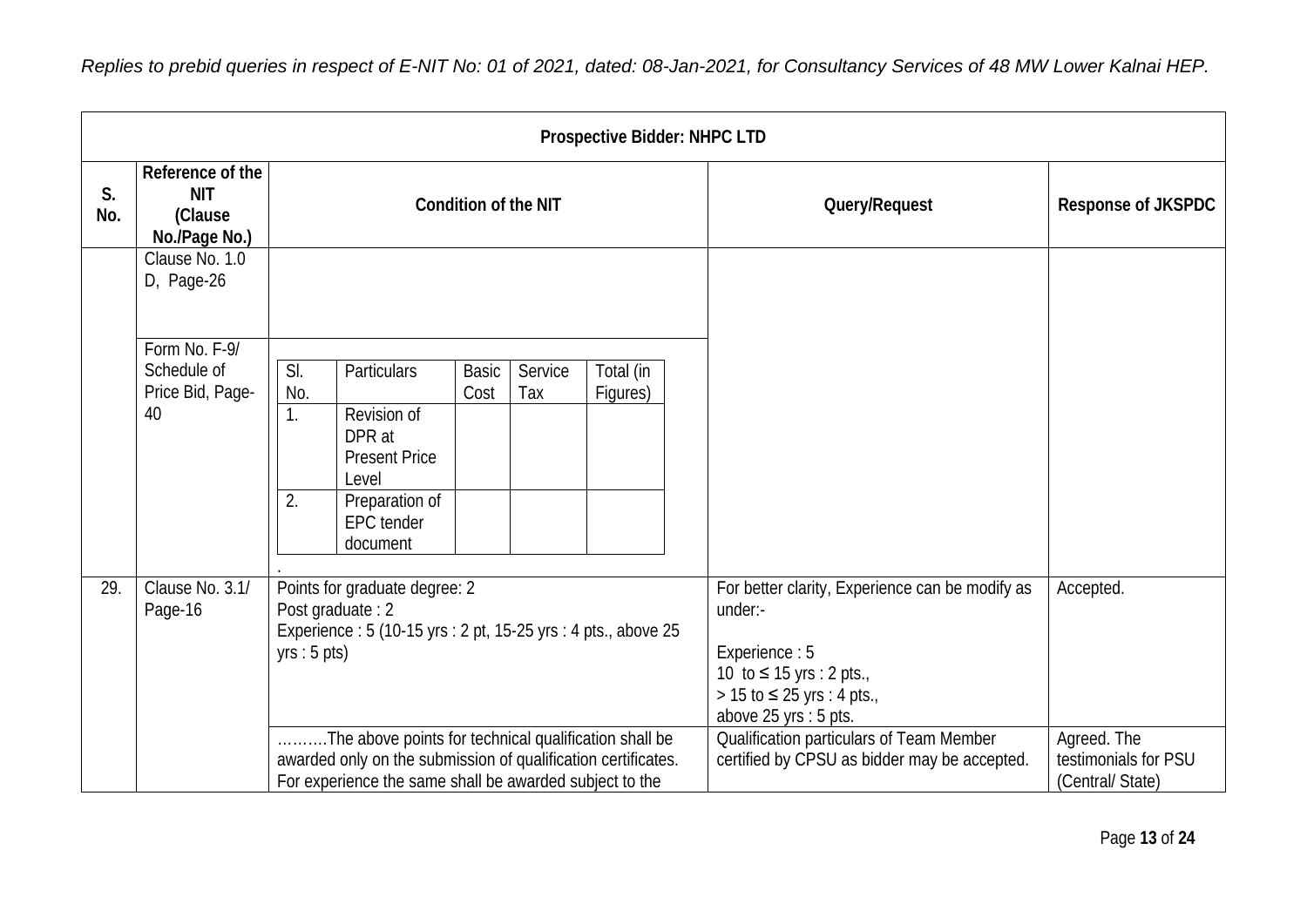*Replies to prebid queries in respect of E-NIT No: 01 of 2021, dated: 08-Jan-2021, for Consultancy Services of 48 MW Lower Kalnai HEP.*

| Prospective Bidder: NHPC LTD | | | | |
|---|---|---|---|---|
| **S. No.** | **Reference of the NIT (Clause No./Page No.)** | **Condition of the NIT** | **Query/Request** | **Response of JKSPDC** |
| | Clause No. 1.0 D, Page-26 | | | |
| | Form No. F-9/ Schedule of Price Bid, Page-40 | Sl. No. / Particulars / Basic Cost / Service Tax / Total (in Figures)<br>1. Revision of DPR at Present Price Level<br>2. Preparation of EPC tender document<br>. | | |
| 29. | Clause No. 3.1/ Page-16 | Points for graduate degree: 2<br>Post graduate : 2<br>Experience : 5 (10-15 yrs : 2 pt, 15-25 yrs : 4 pts., above 25 yrs : 5 pts) | For better clarity, Experience can be modify as under:-<br><br>Experience : 5<br>10 to ≤ 15 yrs : 2 pts.,<br>> 15 to ≤ 25 yrs : 4 pts.,<br>above 25 yrs : 5 pts. | Accepted. |
| | | ……….The above points for technical qualification shall be awarded only on the submission of qualification certificates. For experience the same shall be awarded subject to the | Qualification particulars of Team Member certified by CPSU as bidder may be accepted. | Agreed. The testimonials for PSU (Central/ State) |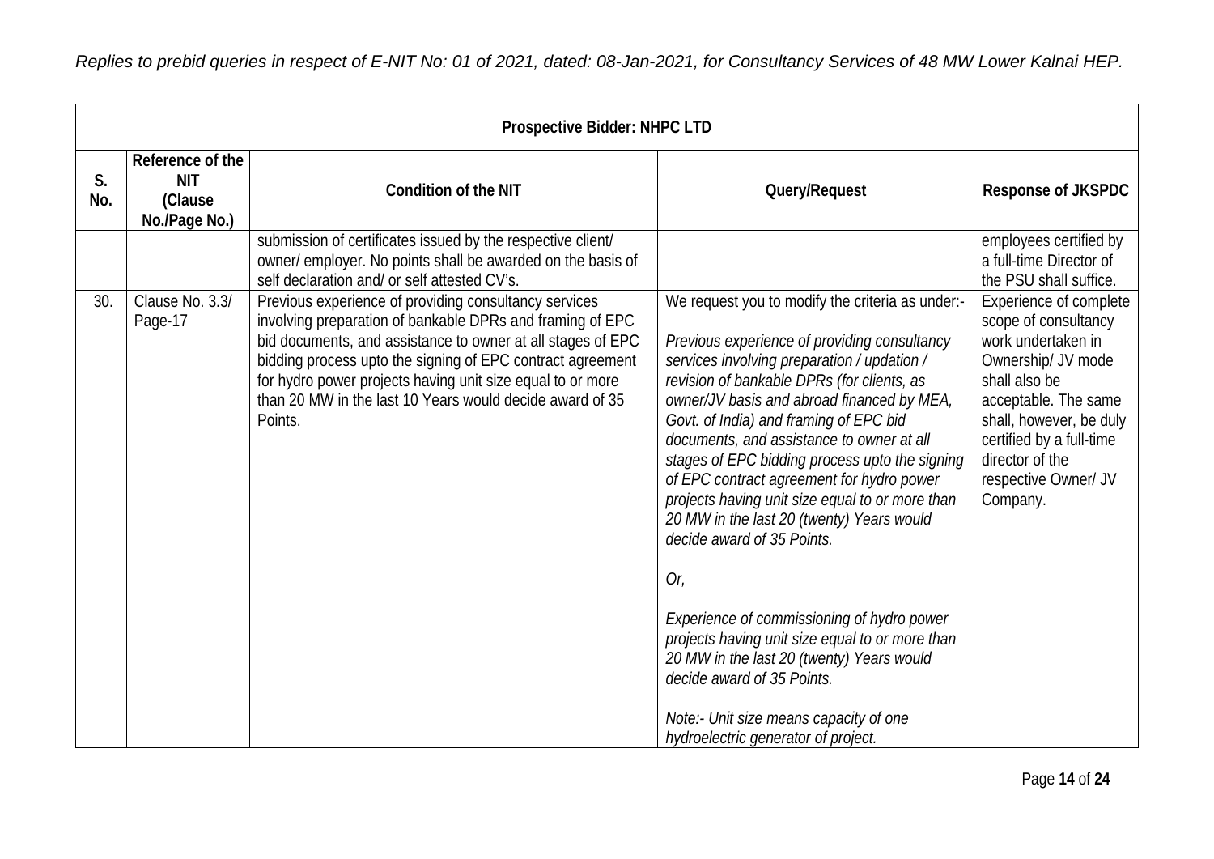*Replies to prebid queries in respect of E-NIT No: 01 of 2021, dated: 08-Jan-2021, for Consultancy Services of 48 MW Lower Kalnai HEP.*

| **Prospective Bidder: NHPC LTD** | | | | |
|---|---|---|---|---|
| **S. No.** | **Reference of the NIT (Clause No./Page No.)** | **Condition of the NIT** | **Query/Request** | **Response of JKSPDC** |
| | | submission of certificates issued by the respective client/ owner/ employer. No points shall be awarded on the basis of self declaration and/ or self attested CV's. | | employees certified by a full-time Director of the PSU shall suffice. |
| 30. | Clause No. 3.3/ Page-17 | Previous experience of providing consultancy services involving preparation of bankable DPRs and framing of EPC bid documents, and assistance to owner at all stages of EPC bidding process upto the signing of EPC contract agreement for hydro power projects having unit size equal to or more than 20 MW in the last 10 Years would decide award of 35 Points. | We request you to modify the criteria as under:-<br><br>*Previous experience of providing consultancy services involving preparation / updation / revision of bankable DPRs (for clients, as owner/JV basis and abroad financed by MEA, Govt. of India) and framing of EPC bid documents, and assistance to owner at all stages of EPC bidding process upto the signing of EPC contract agreement for hydro power projects having unit size equal to or more than 20 MW in the last 20 (twenty) Years would decide award of 35 Points.*<br><br>*Or,*<br><br>*Experience of commissioning of hydro power projects having unit size equal to or more than 20 MW in the last 20 (twenty) Years would decide award of 35 Points.*<br><br>*Note:- Unit size means capacity of one hydroelectric generator of project.* | Experience of complete scope of consultancy work undertaken in Ownership/ JV mode shall also be acceptable. The same shall, however, be duly certified by a full-time director of the respective Owner/ JV Company. |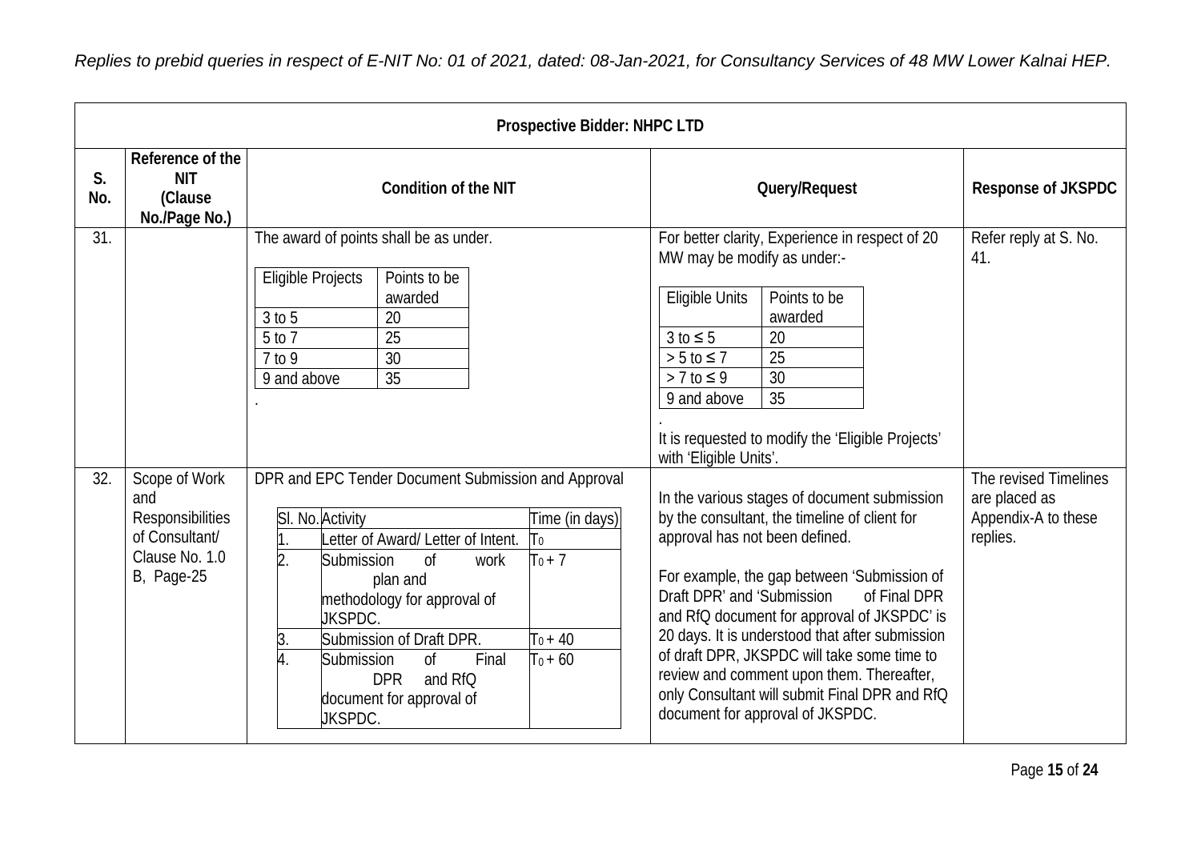*Replies to prebid queries in respect of E-NIT No: 01 of 2021, dated: 08-Jan-2021, for Consultancy Services of 48 MW Lower Kalnai HEP.*

**Prospective Bidder: NHPC LTD**

| S. No. | Reference of the NIT (Clause No./Page No.) | Condition of the NIT | Query/Request | Response of JKSPDC |
|---|---|---|---|---|
| 31. | | The award of points shall be as under.<br><br>Eligible Projects – Points to be awarded<br>3 to 5 – 20<br>5 to 7 – 25<br>7 to 9 – 30<br>9 and above – 35<br>. | For better clarity, Experience in respect of 20 MW may be modify as under:-<br><br>Eligible Units – Points to be awarded<br>3 to ≤ 5 – 20<br>> 5 to ≤ 7 – 25<br>> 7 to ≤ 9 – 30<br>9 and above – 35<br>.<br>It is requested to modify the 'Eligible Projects' with 'Eligible Units'. | Refer reply at S. No. 41. |
| 32. | Scope of Work and Responsibilities of Consultant/ Clause No. 1.0 B, Page-25 | DPR and EPC Tender Document Submission and Approval<br><br>Sl. No. – Activity – Time (in days)<br>1. – Letter of Award/ Letter of Intent. – $T_0$<br>2. – Submission of work plan and methodology for approval of JKSPDC. – $T_0 + 7$<br>3. – Submission of Draft DPR. – $T_0 + 40$<br>4. – Submission of Final DPR and RfQ document for approval of JKSPDC. – $T_0 + 60$ | In the various stages of document submission by the consultant, the timeline of client for approval has not been defined.<br><br>For example, the gap between 'Submission of Draft DPR' and 'Submission of Final DPR and RfQ document for approval of JKSPDC' is 20 days. It is understood that after submission of draft DPR, JKSPDC will take some time to review and comment upon them. Thereafter, only Consultant will submit Final DPR and RfQ document for approval of JKSPDC. | The revised Timelines are placed as Appendix-A to these replies. |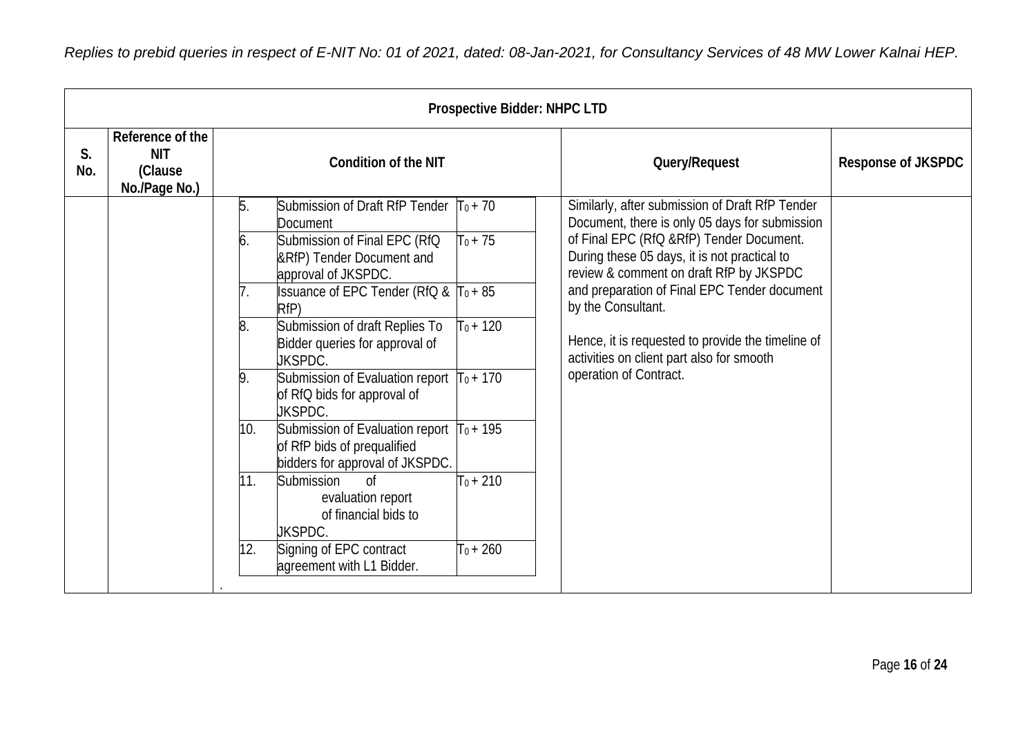*Replies to prebid queries in respect of E-NIT No: 01 of 2021, dated: 08-Jan-2021, for Consultancy Services of 48 MW Lower Kalnai HEP.*

| Prospective Bidder: NHPC LTD | | | | |
|---|---|---|---|---|
| **S. No.** | **Reference of the NIT (Clause No./Page No.)** | **Condition of the NIT** | **Query/Request** | **Response of JKSPDC** |
| | | 5. Submission of Draft RfP Tender Document — $T_0 + 70$<br>6. Submission of Final EPC (RfQ &RfP) Tender Document and approval of JKSPDC. — $T_0 + 75$<br>7. Issuance of EPC Tender (RfQ & RfP) — $T_0 + 85$<br>8. Submission of draft Replies To Bidder queries for approval of JKSPDC. — $T_0 + 120$<br>9. Submission of Evaluation report of RfQ bids for approval of JKSPDC. — $T_0 + 170$<br>10. Submission of Evaluation report of RfP bids of prequalified bidders for approval of JKSPDC. — $T_0 + 195$<br>11. Submission of evaluation report of financial bids to JKSPDC. — $T_0 + 210$<br>12. Signing of EPC contract agreement with L1 Bidder. — $T_0 + 260$ | Similarly, after submission of Draft RfP Tender Document, there is only 05 days for submission of Final EPC (RfQ &RfP) Tender Document. During these 05 days, it is not practical to review & comment on draft RfP by JKSPDC and preparation of Final EPC Tender document by the Consultant.<br><br>Hence, it is requested to provide the timeline of activities on client part also for smooth operation of Contract. | |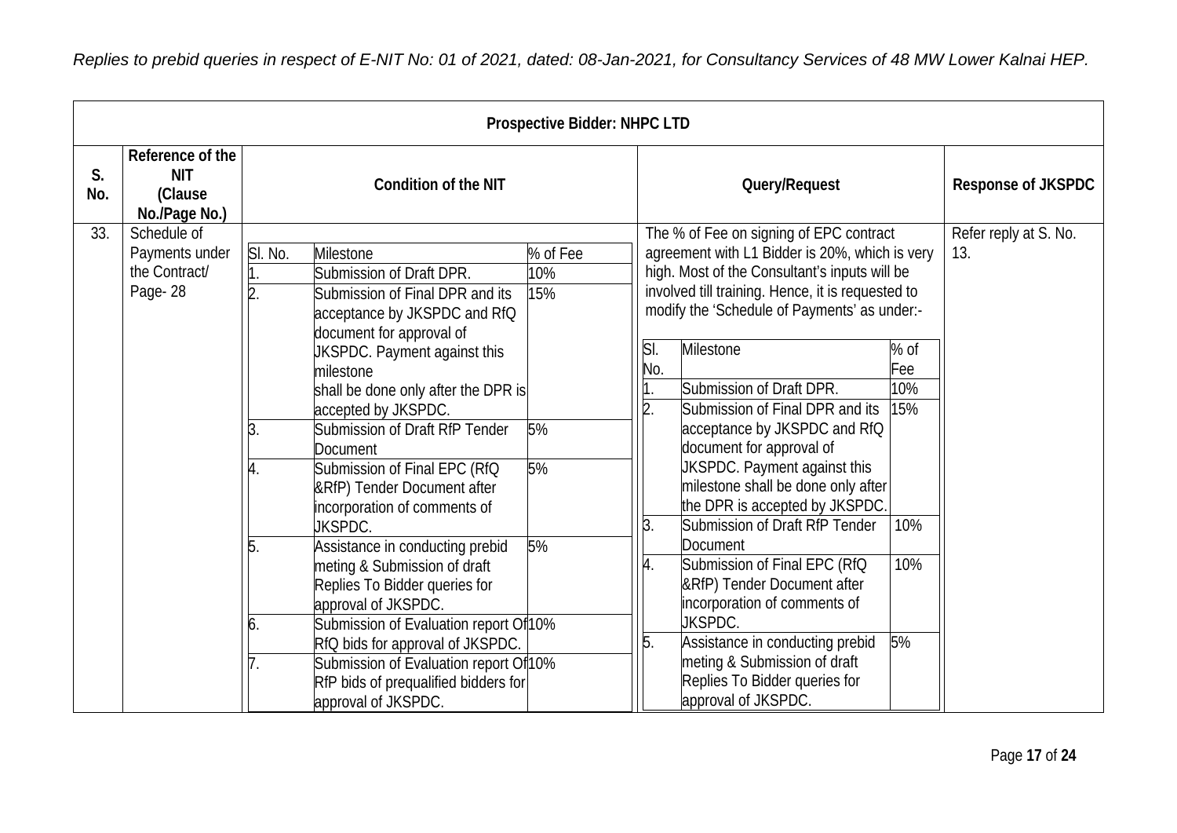*Replies to prebid queries in respect of E-NIT No: 01 of 2021, dated: 08-Jan-2021, for Consultancy Services of 48 MW Lower Kalnai HEP.*

| Prospective Bidder: NHPC LTD | | | | |
|---|---|---|---|---|
| **S. No.** | **Reference of the NIT (Clause No./Page No.)** | **Condition of the NIT** | **Query/Request** | **Response of JKSPDC** |
| 33. | Schedule of Payments under the Contract/ Page- 28 | Sl. No. / Milestone / % of Fee:<br>1. Submission of Draft DPR. – 10%<br>2. Submission of Final DPR and its acceptance by JKSPDC and RfQ document for approval of JKSPDC. Payment against this milestone shall be done only after the DPR is accepted by JKSPDC. – 15%<br>3. Submission of Draft RfP Tender Document – 5%<br>4. Submission of Final EPC (RfQ &RfP) Tender Document after incorporation of comments of JKSPDC. – 5%<br>5. Assistance in conducting prebid meting & Submission of draft Replies To Bidder queries for approval of JKSPDC. – 5%<br>6. Submission of Evaluation report Of RfQ bids for approval of JKSPDC. – 10%<br>7. Submission of Evaluation report Of RfP bids of prequalified bidders for approval of JKSPDC. – 10% | The % of Fee on signing of EPC contract agreement with L1 Bidder is 20%, which is very high. Most of the Consultant's inputs will be involved till training. Hence, it is requested to modify the 'Schedule of Payments' as under:-<br>Sl. No. / Milestone / % of Fee:<br>1. Submission of Draft DPR. – 10%<br>2. Submission of Final DPR and its acceptance by JKSPDC and RfQ document for approval of JKSPDC. Payment against this milestone shall be done only after the DPR is accepted by JKSPDC. – 15%<br>3. Submission of Draft RfP Tender Document – 10%<br>4. Submission of Final EPC (RfQ &RfP) Tender Document after incorporation of comments of JKSPDC. – 10%<br>5. Assistance in conducting prebid meting & Submission of draft Replies To Bidder queries for approval of JKSPDC. – 5% | Refer reply at S. No. 13. |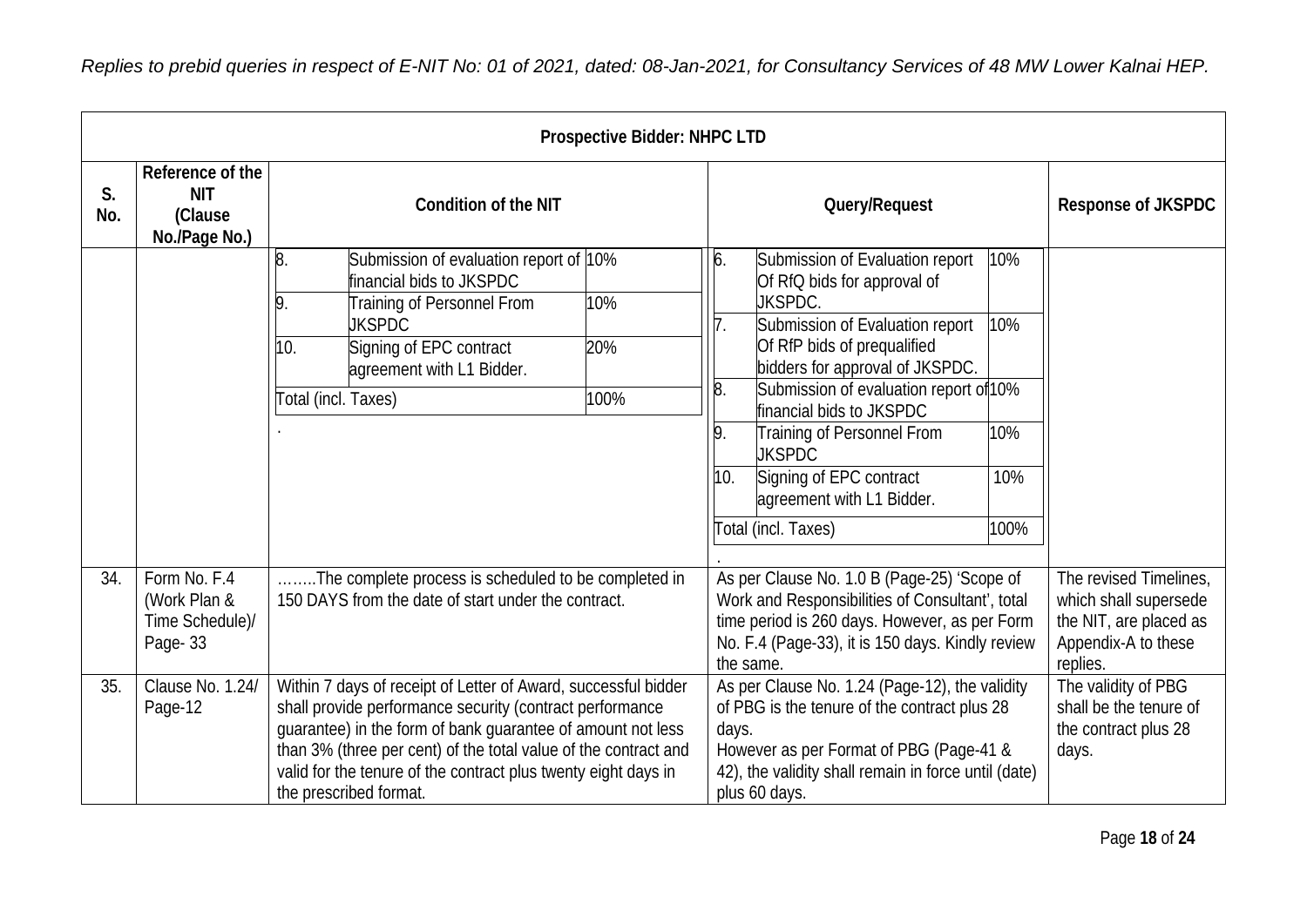*Replies to prebid queries in respect of E-NIT No: 01 of 2021, dated: 08-Jan-2021, for Consultancy Services of 48 MW Lower Kalnai HEP.*

| **Prospective Bidder: NHPC LTD** | | | | |
|---|---|---|---|---|
| **S. No.** | **Reference of the NIT (Clause No./Page No.)** | **Condition of the NIT** | **Query/Request** | **Response of JKSPDC** |
| | | 8. Submission of evaluation report of financial bids to JKSPDC — 10%<br>9. Training of Personnel From JKSPDC — 10%<br>10. Signing of EPC contract agreement with L1 Bidder. — 20%<br>Total (incl. Taxes) — 100%<br>. | 6. Submission of Evaluation report Of RfQ bids for approval of JKSPDC. — 10%<br>7. Submission of Evaluation report Of RfP bids of prequalified bidders for approval of JKSPDC. — 10%<br>8. Submission of evaluation report of financial bids to JKSPDC — 10%<br>9. Training of Personnel From JKSPDC — 10%<br>10. Signing of EPC contract agreement with L1 Bidder. — 10%<br>Total (incl. Taxes) — 100%<br>. | |
| 34. | Form No. F.4 (Work Plan & Time Schedule)/ Page- 33 | ……..The complete process is scheduled to be completed in 150 DAYS from the date of start under the contract. | As per Clause No. 1.0 B (Page-25) 'Scope of Work and Responsibilities of Consultant', total time period is 260 days. However, as per Form No. F.4 (Page-33), it is 150 days. Kindly review the same. | The revised Timelines, which shall supersede the NIT, are placed as Appendix-A to these replies. |
| 35. | Clause No. 1.24/ Page-12 | Within 7 days of receipt of Letter of Award, successful bidder shall provide performance security (contract performance guarantee) in the form of bank guarantee of amount not less than 3% (three per cent) of the total value of the contract and valid for the tenure of the contract plus twenty eight days in the prescribed format. | As per Clause No. 1.24 (Page-12), the validity of PBG is the tenure of the contract plus 28 days.<br>However as per Format of PBG (Page-41 & 42), the validity shall remain in force until (date) plus 60 days. | The validity of PBG shall be the tenure of the contract plus 28 days. |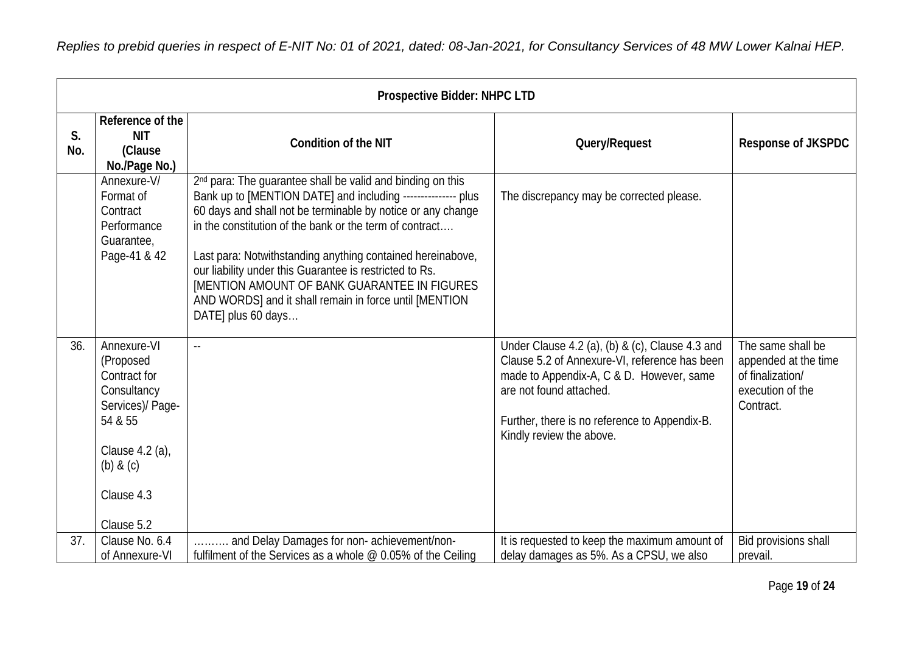*Replies to prebid queries in respect of E-NIT No: 01 of 2021, dated: 08-Jan-2021, for Consultancy Services of 48 MW Lower Kalnai HEP.*

| Prospective Bidder: NHPC LTD | | | | |
|---|---|---|---|---|
| **S. No.** | **Reference of the NIT (Clause No./Page No.)** | **Condition of the NIT** | **Query/Request** | **Response of JKSPDC** |
| | Annexure-V/ Format of Contract Performance Guarantee, Page-41 & 42 | 2nd para: The guarantee shall be valid and binding on this Bank up to [MENTION DATE] and including -------------- plus 60 days and shall not be terminable by notice or any change in the constitution of the bank or the term of contract….<br><br>Last para: Notwithstanding anything contained hereinabove, our liability under this Guarantee is restricted to Rs. [MENTION AMOUNT OF BANK GUARANTEE IN FIGURES AND WORDS] and it shall remain in force until [MENTION DATE] plus 60 days… | The discrepancy may be corrected please. | |
| 36. | Annexure-VI (Proposed Contract for Consultancy Services)/ Page-54 & 55<br><br>Clause 4.2 (a), (b) & (c)<br><br>Clause 4.3<br><br>Clause 5.2 | -- | Under Clause 4.2 (a), (b) & (c), Clause 4.3 and Clause 5.2 of Annexure-VI, reference has been made to Appendix-A, C & D. However, same are not found attached.<br><br>Further, there is no reference to Appendix-B. Kindly review the above. | The same shall be appended at the time of finalization/ execution of the Contract. |
| 37. | Clause No. 6.4 of Annexure-VI | ……… and Delay Damages for non- achievement/non-fulfilment of the Services as a whole @ 0.05% of the Ceiling | It is requested to keep the maximum amount of delay damages as 5%. As a CPSU, we also | Bid provisions shall prevail. |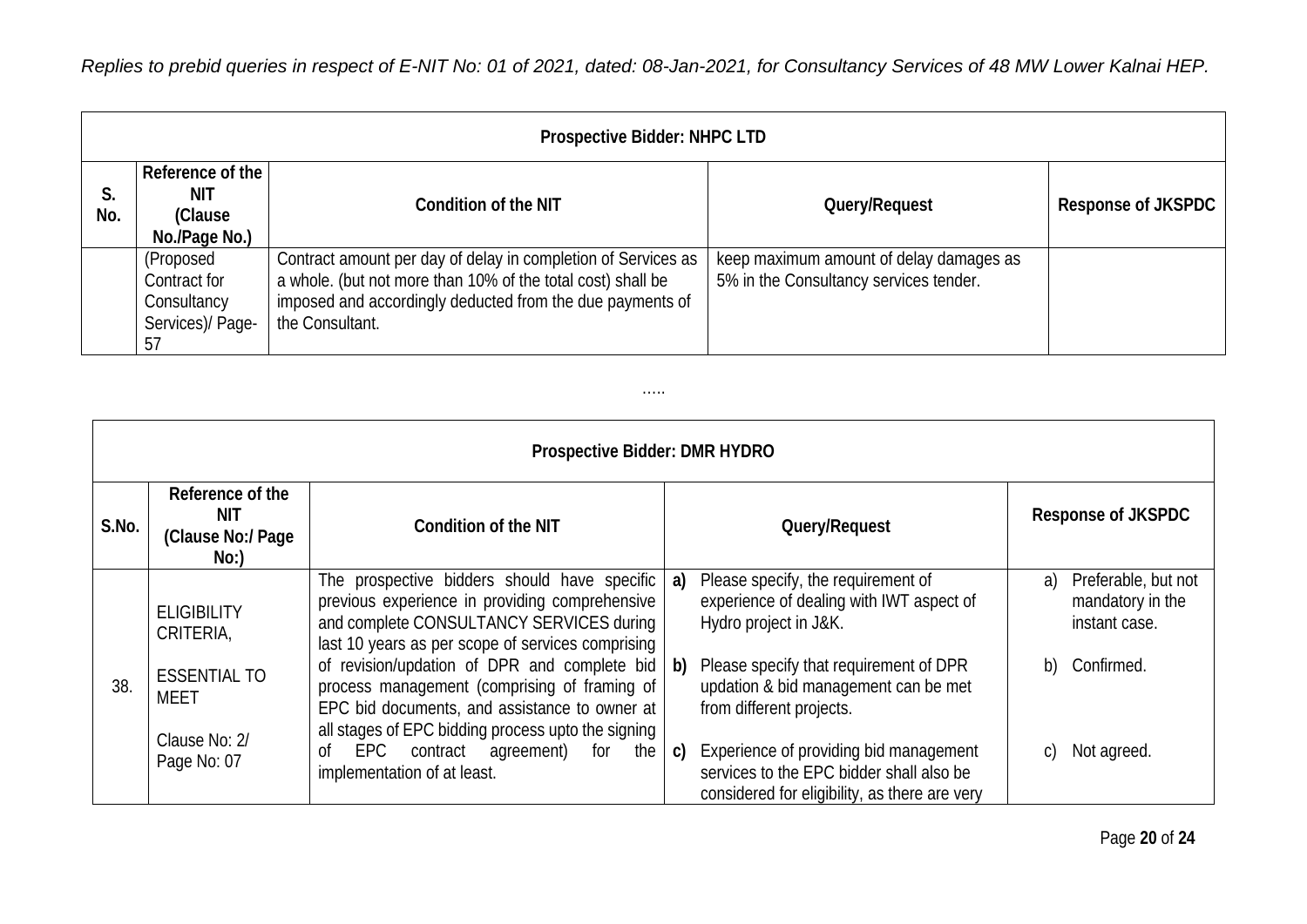*Replies to prebid queries in respect of E-NIT No: 01 of 2021, dated: 08-Jan-2021, for Consultancy Services of 48 MW Lower Kalnai HEP.*

| Prospective Bidder: NHPC LTD | | | | |
|---|---|---|---|---|
| **S. No.** | **Reference of the NIT (Clause No./Page No.)** | **Condition of the NIT** | **Query/Request** | **Response of JKSPDC** |
| | (Proposed Contract for Consultancy Services)/ Page-57 | Contract amount per day of delay in completion of Services as a whole. (but not more than 10% of the total cost) shall be imposed and accordingly deducted from the due payments of the Consultant. | keep maximum amount of delay damages as 5% in the Consultancy services tender. | |

.....

| Prospective Bidder: DMR HYDRO | | | | |
|---|---|---|---|---|
| **S.No.** | **Reference of the NIT (Clause No:/ Page No:)** | **Condition of the NIT** | **Query/Request** | **Response of JKSPDC** |
| 38. | ELIGIBILITY CRITERIA, ESSENTIAL TO MEET Clause No: 2/ Page No: 07 | The prospective bidders should have specific previous experience in providing comprehensive and complete CONSULTANCY SERVICES during last 10 years as per scope of services comprising of revision/updation of DPR and complete bid process management (comprising of framing of EPC bid documents, and assistance to owner at all stages of EPC bidding process upto the signing of EPC contract agreement) for the implementation of at least. | **a)** Please specify, the requirement of experience of dealing with IWT aspect of Hydro project in J&K. **b)** Please specify that requirement of DPR updation & bid management can be met from different projects. **c)** Experience of providing bid management services to the EPC bidder shall also be considered for eligibility, as there are very | a) Preferable, but not mandatory in the instant case. b) Confirmed. c) Not agreed. |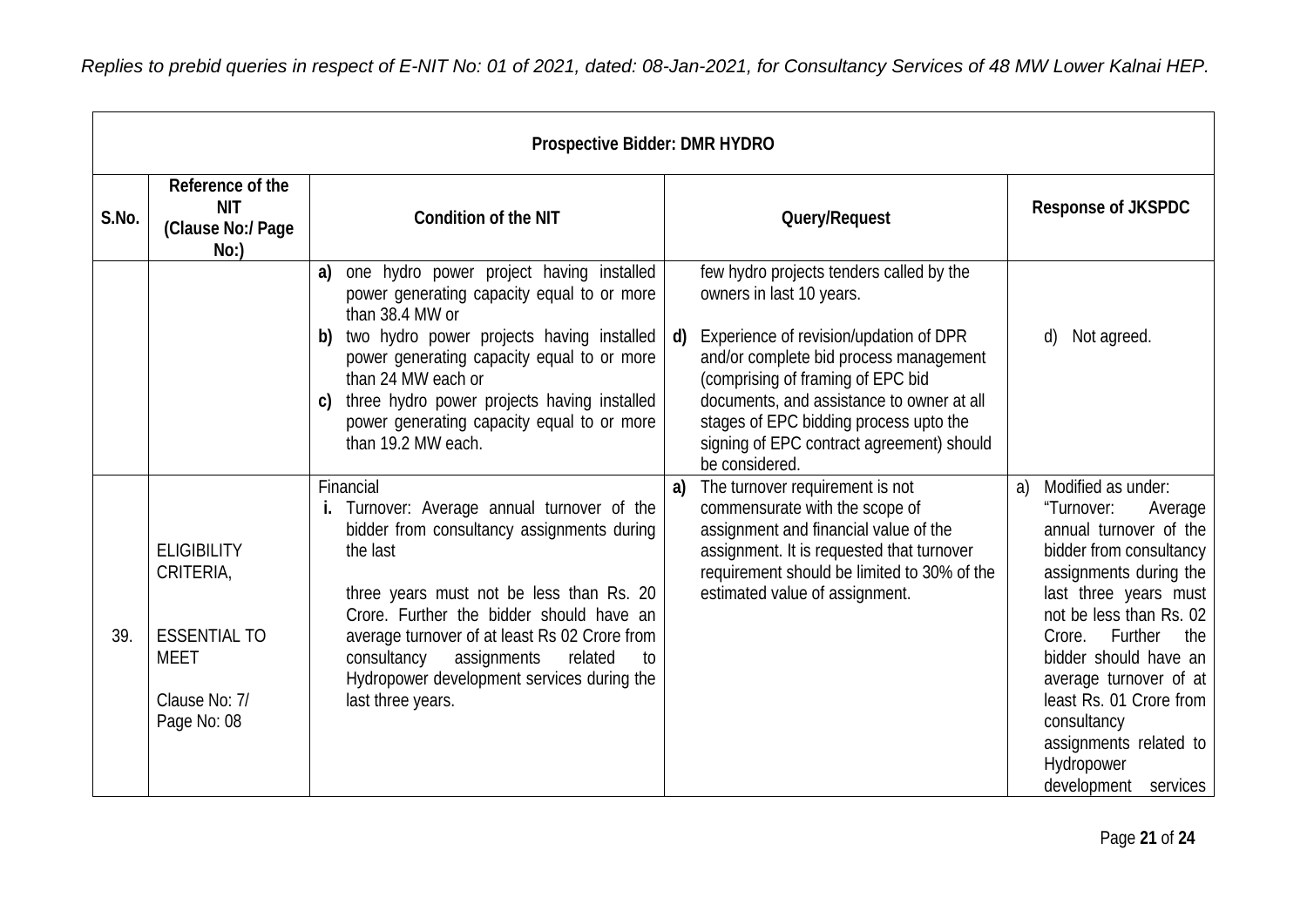*Replies to prebid queries in respect of E-NIT No: 01 of 2021, dated: 08-Jan-2021, for Consultancy Services of 48 MW Lower Kalnai HEP.*

| Prospective Bidder: DMR HYDRO | | | | |
|---|---|---|---|---|
| **S.No.** | **Reference of the NIT (Clause No:/ Page No:)** | **Condition of the NIT** | **Query/Request** | **Response of JKSPDC** |
| | | **a)** one hydro power project having installed power generating capacity equal to or more than 38.4 MW or<br>**b)** two hydro power projects having installed power generating capacity equal to or more than 24 MW each or<br>**c)** three hydro power projects having installed power generating capacity equal to or more than 19.2 MW each. | few hydro projects tenders called by the owners in last 10 years.<br>**d)** Experience of revision/updation of DPR and/or complete bid process management (comprising of framing of EPC bid documents, and assistance to owner at all stages of EPC bidding process upto the signing of EPC contract agreement) should be considered. | d) Not agreed. |
| 39. | ELIGIBILITY CRITERIA,<br><br>ESSENTIAL TO MEET<br><br>Clause No: 7/ Page No: 08 | Financial<br>**i.** Turnover: Average annual turnover of the bidder from consultancy assignments during the last<br><br>three years must not be less than Rs. 20 Crore. Further the bidder should have an average turnover of at least Rs 02 Crore from consultancy assignments related to Hydropower development services during the last three years. | **a)** The turnover requirement is not commensurate with the scope of assignment and financial value of the assignment. It is requested that turnover requirement should be limited to 30% of the estimated value of assignment. | a) Modified as under: "Turnover: Average annual turnover of the bidder from consultancy assignments during the last three years must not be less than Rs. 02 Crore. Further the bidder should have an average turnover of at least Rs. 01 Crore from consultancy assignments related to Hydropower development services |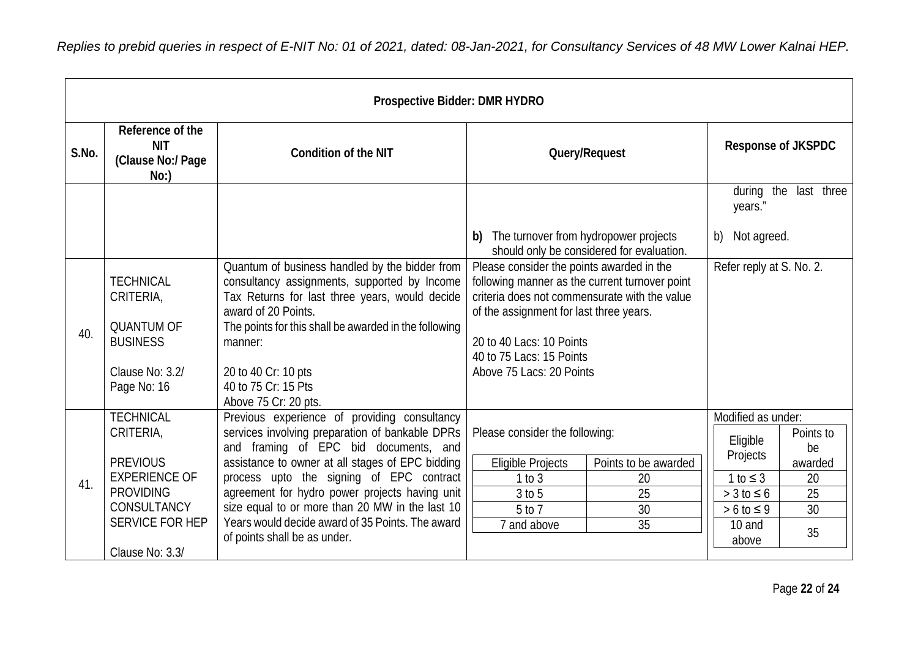*Replies to prebid queries in respect of E-NIT No: 01 of 2021, dated: 08-Jan-2021, for Consultancy Services of 48 MW Lower Kalnai HEP.*

| Prospective Bidder: DMR HYDRO | | | | |
|---|---|---|---|---|
| **S.No.** | **Reference of the NIT (Clause No:/ Page No:)** | **Condition of the NIT** | **Query/Request** | **Response of JKSPDC** |
| | | | **b)** The turnover from hydropower projects should only be considered for evaluation. | during the last three years."<br><br>b) Not agreed. |
| 40. | TECHNICAL CRITERIA,<br><br>QUANTUM OF BUSINESS<br><br>Clause No: 3.2/ Page No: 16 | Quantum of business handled by the bidder from consultancy assignments, supported by Income Tax Returns for last three years, would decide award of 20 Points.<br>The points for this shall be awarded in the following manner:<br><br>20 to 40 Cr: 10 pts<br>40 to 75 Cr: 15 Pts<br>Above 75 Cr: 20 pts. | Please consider the points awarded in the following manner as the current turnover point criteria does not commensurate with the value of the assignment for last three years.<br><br>20 to 40 Lacs: 10 Points<br>40 to 75 Lacs: 15 Points<br>Above 75 Lacs: 20 Points | Refer reply at S. No. 2. |
| 41. | TECHNICAL CRITERIA,<br><br>PREVIOUS EXPERIENCE OF PROVIDING CONSULTANCY SERVICE FOR HEP<br><br>Clause No: 3.3/ | Previous experience of providing consultancy services involving preparation of bankable DPRs and framing of EPC bid documents, and assistance to owner at all stages of EPC bidding process upto the signing of EPC contract agreement for hydro power projects having unit size equal to or more than 20 MW in the last 10 Years would decide award of 35 Points. The award of points shall be as under. | Please consider the following:<br><br>Eligible Projects — Points to be awarded<br>1 to 3 — 20<br>3 to 5 — 25<br>5 to 7 — 30<br>7 and above — 35 | Modified as under:<br><br>Eligible Projects — Points to be awarded<br>1 to ≤ 3 — 20<br>> 3 to ≤ 6 — 25<br>> 6 to ≤ 9 — 30<br>10 and above — 35 |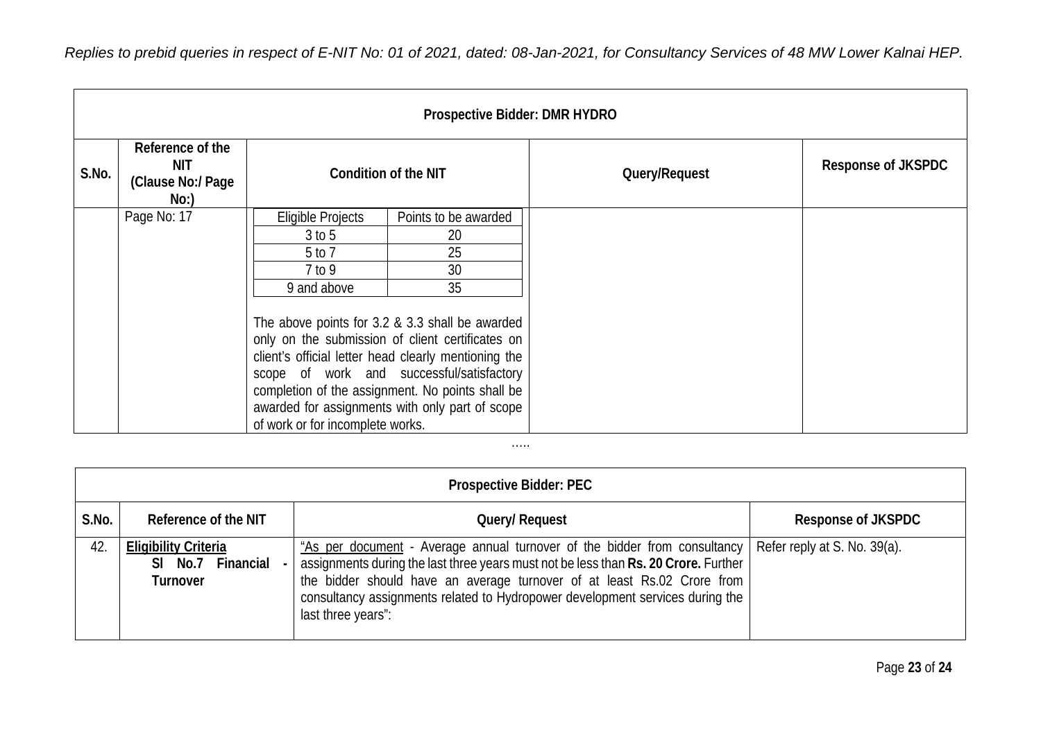*Replies to prebid queries in respect of E-NIT No: 01 of 2021, dated: 08-Jan-2021, for Consultancy Services of 48 MW Lower Kalnai HEP.*

| **Prospective Bidder: DMR HYDRO** | | | | |
|---|---|---|---|---|
| **S.No.** | **Reference of the NIT (Clause No:/ Page No:)** | **Condition of the NIT** | **Query/Request** | **Response of JKSPDC** |
| | Page No: 17 | Eligible Projects / Points to be awarded:<br>3 to 5 — 20<br>5 to 7 — 25<br>7 to 9 — 30<br>9 and above — 35<br><br>The above points for 3.2 & 3.3 shall be awarded only on the submission of client certificates on client's official letter head clearly mentioning the scope of work and successful/satisfactory completion of the assignment. No points shall be awarded for assignments with only part of scope of work or for incomplete works. | | |

.....

| **Prospective Bidder: PEC** | | | |
|---|---|---|---|
| **S.No.** | **Reference of the NIT** | **Query/ Request** | **Response of JKSPDC** |
| 42. | **Eligibility Criteria**<br>**Sl No.7 Financial - Turnover** | "As per document - Average annual turnover of the bidder from consultancy assignments during the last three years must not be less than **Rs. 20 Crore.** Further the bidder should have an average turnover of at least Rs.02 Crore from consultancy assignments related to Hydropower development services during the last three years": | Refer reply at S. No. 39(a). |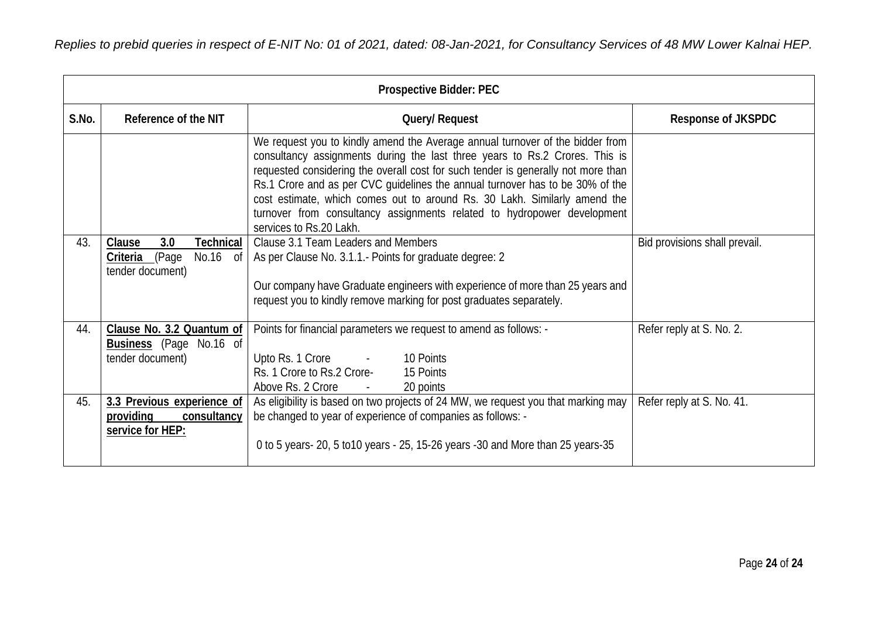*Replies to prebid queries in respect of E-NIT No: 01 of 2021, dated: 08-Jan-2021, for Consultancy Services of 48 MW Lower Kalnai HEP.*

| **Prospective Bidder: PEC** | | | |
|---|---|---|---|
| **S.No.** | **Reference of the NIT** | **Query/ Request** | **Response of JKSPDC** |
| | | We request you to kindly amend the Average annual turnover of the bidder from consultancy assignments during the last three years to Rs.2 Crores. This is requested considering the overall cost for such tender is generally not more than Rs.1 Crore and as per CVC guidelines the annual turnover has to be 30% of the cost estimate, which comes out to around Rs. 30 Lakh. Similarly amend the turnover from consultancy assignments related to hydropower development services to Rs.20 Lakh. | |
| 43. | **<u>Clause 3.0 Technical Criteria</u>** (Page No.16 of tender document) | Clause 3.1 Team Leaders and Members<br>As per Clause No. 3.1.1.- Points for graduate degree: 2<br><br>Our company have Graduate engineers with experience of more than 25 years and request you to kindly remove marking for post graduates separately. | Bid provisions shall prevail. |
| 44. | **<u>Clause No. 3.2 Quantum of Business</u>** (Page No.16 of tender document) | Points for financial parameters we request to amend as follows: -<br><br>Upto Rs. 1 Crore - 10 Points<br>Rs. 1 Crore to Rs.2 Crore- 15 Points<br>Above Rs. 2 Crore - 20 points | Refer reply at S. No. 2. |
| 45. | **<u>3.3 Previous experience of providing consultancy service for HEP:</u>** | As eligibility is based on two projects of 24 MW, we request you that marking may be changed to year of experience of companies as follows: -<br><br>0 to 5 years- 20, 5 to10 years - 25, 15-26 years -30 and More than 25 years-35 | Refer reply at S. No. 41. |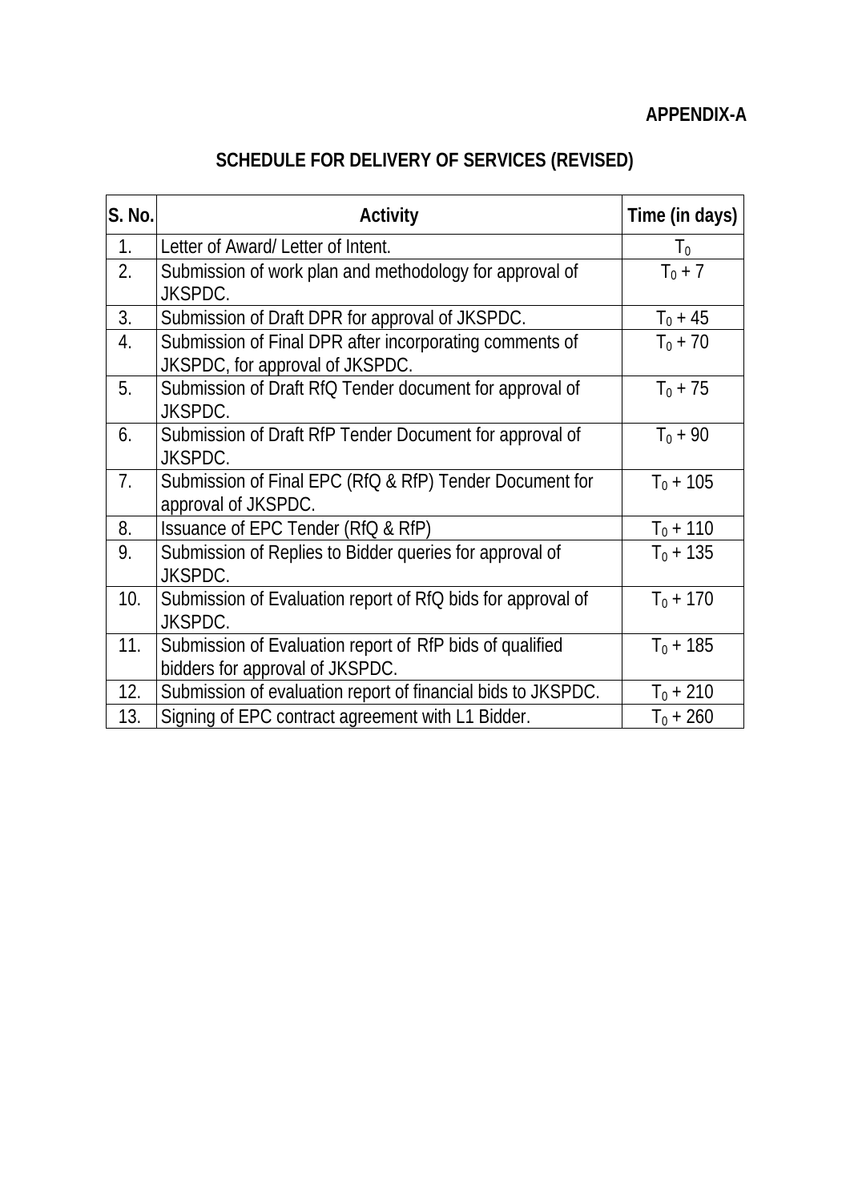**APPENDIX-A**

## SCHEDULE FOR DELIVERY OF SERVICES (REVISED)

| S. No. | Activity | Time (in days) |
|---|---|---|
| 1. | Letter of Award/ Letter of Intent. | $T_0$ |
| 2. | Submission of work plan and methodology for approval of JKSPDC. | $T_0 + 7$ |
| 3. | Submission of Draft DPR for approval of JKSPDC. | $T_0 + 45$ |
| 4. | Submission of Final DPR after incorporating comments of JKSPDC, for approval of JKSPDC. | $T_0 + 70$ |
| 5. | Submission of Draft RfQ Tender document for approval of JKSPDC. | $T_0 + 75$ |
| 6. | Submission of Draft RfP Tender Document for approval of JKSPDC. | $T_0 + 90$ |
| 7. | Submission of Final EPC (RfQ & RfP) Tender Document for approval of JKSPDC. | $T_0 + 105$ |
| 8. | Issuance of EPC Tender (RfQ & RfP) | $T_0 + 110$ |
| 9. | Submission of Replies to Bidder queries for approval of JKSPDC. | $T_0 + 135$ |
| 10. | Submission of Evaluation report of RfQ bids for approval of JKSPDC. | $T_0 + 170$ |
| 11. | Submission of Evaluation report of RfP bids of qualified bidders for approval of JKSPDC. | $T_0 + 185$ |
| 12. | Submission of evaluation report of financial bids to JKSPDC. | $T_0 + 210$ |
| 13. | Signing of EPC contract agreement with L1 Bidder. | $T_0 + 260$ |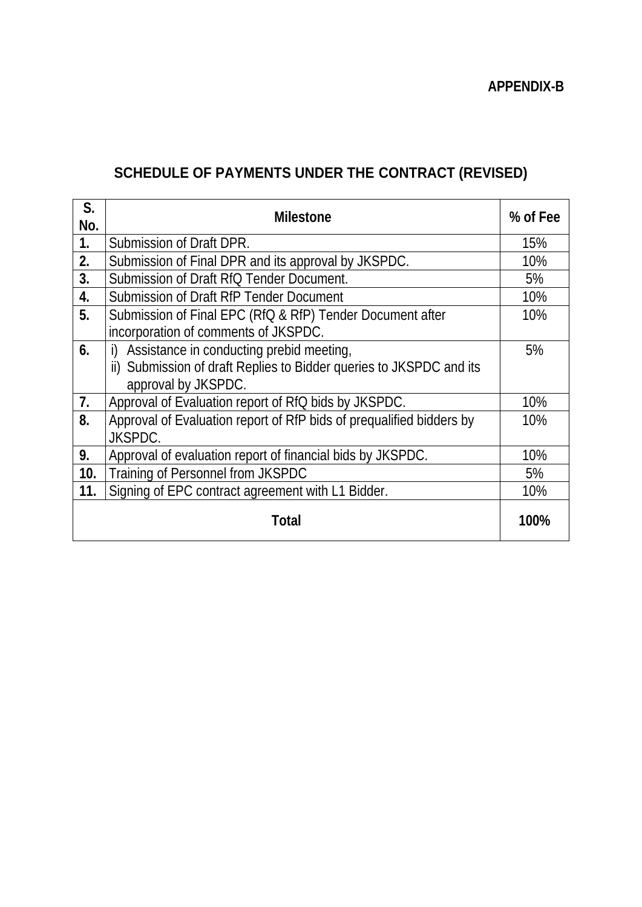**APPENDIX-B**

## SCHEDULE OF PAYMENTS UNDER THE CONTRACT (REVISED)

| S. No. | Milestone | % of Fee |
|---|---|---|
| **1.** | Submission of Draft DPR. | 15% |
| **2.** | Submission of Final DPR and its approval by JKSPDC. | 10% |
| **3.** | Submission of Draft RfQ Tender Document. | 5% |
| **4.** | Submission of Draft RfP Tender Document | 10% |
| **5.** | Submission of Final EPC (RfQ & RfP) Tender Document after incorporation of comments of JKSPDC. | 10% |
| **6.** | i) Assistance in conducting prebid meeting,<br>ii) Submission of draft Replies to Bidder queries to JKSPDC and its approval by JKSPDC. | 5% |
| **7.** | Approval of Evaluation report of RfQ bids by JKSPDC. | 10% |
| **8.** | Approval of Evaluation report of RfP bids of prequalified bidders by JKSPDC. | 10% |
| **9.** | Approval of evaluation report of financial bids by JKSPDC. | 10% |
| **10.** | Training of Personnel from JKSPDC | 5% |
| **11.** | Signing of EPC contract agreement with L1 Bidder. | 10% |
| | **Total** | **100%** |